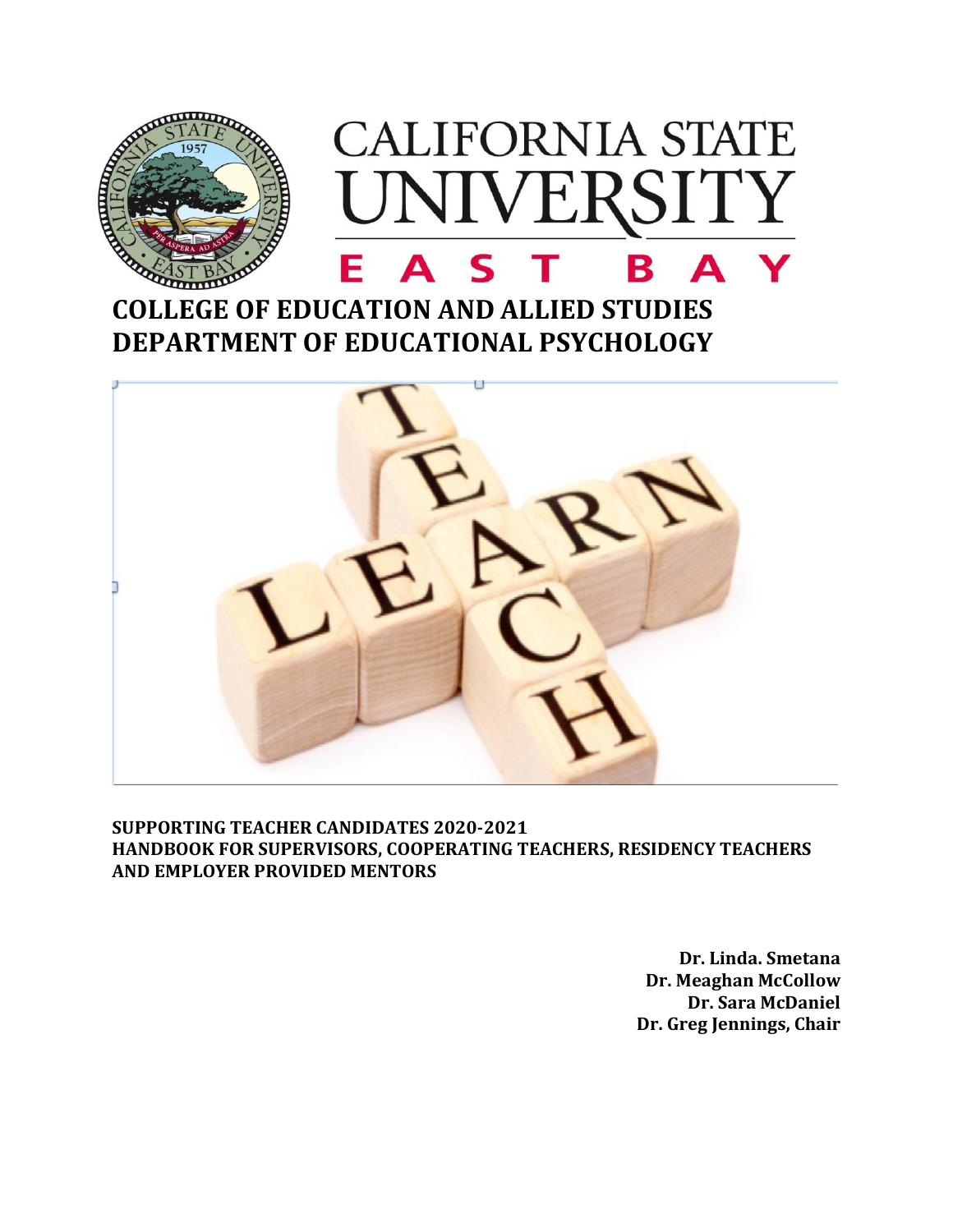CALIFORNIA STATE UNIVERSITY
EAST BAY

# COLLEGE OF EDUCATION AND ALLIED STUDIES
# DEPARTMENT OF EDUCATIONAL PSYCHOLOGY

**SUPPORTING TEACHER CANDIDATES 2020-2021**
**HANDBOOK FOR SUPERVISORS, COOPERATING TEACHERS, RESIDENCY TEACHERS AND EMPLOYER PROVIDED MENTORS**

**Dr. Linda. Smetana**
**Dr. Meaghan McCollow**
**Dr. Sara McDaniel**
**Dr. Greg Jennings, Chair**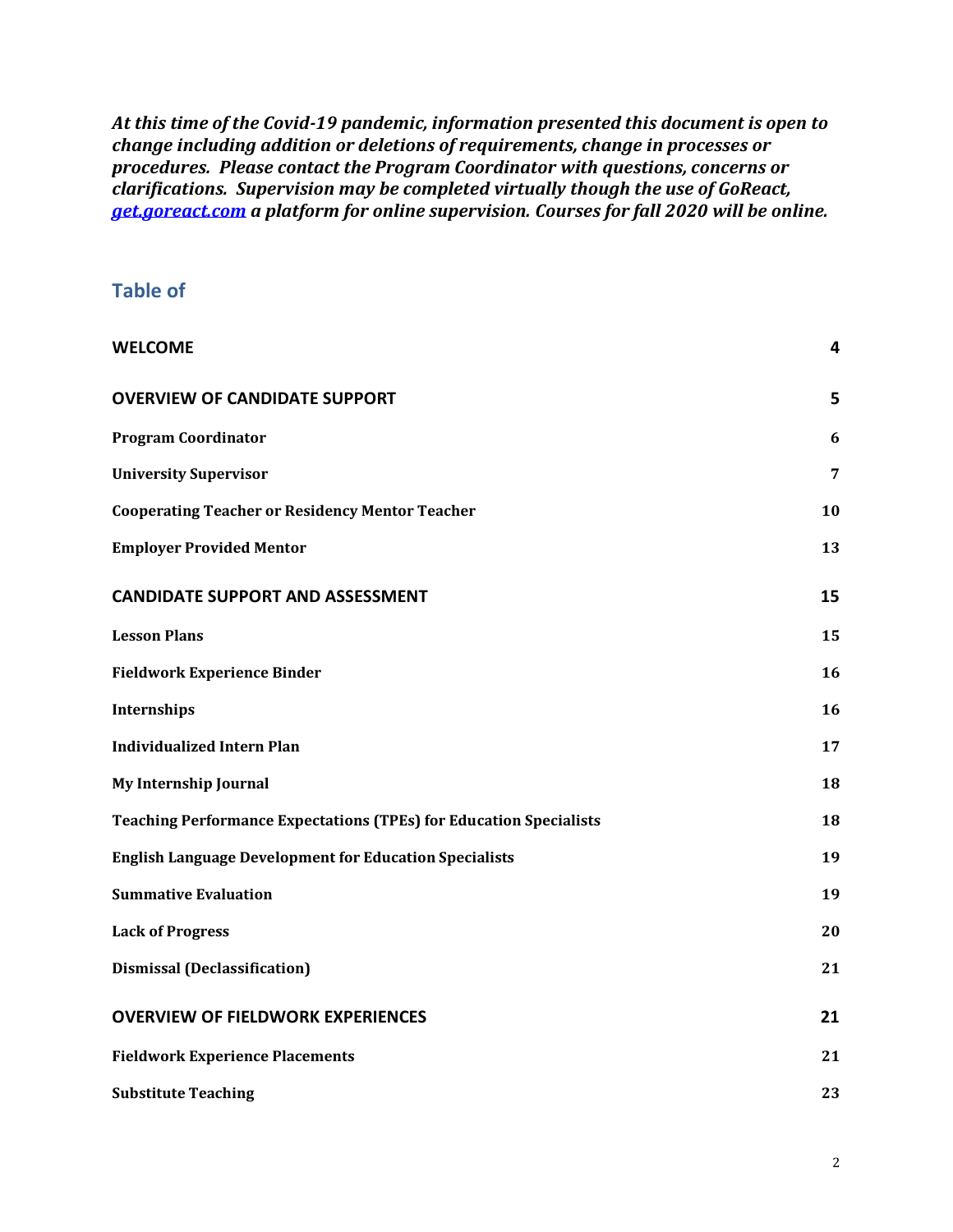***At this time of the Covid-19 pandemic, information presented this document is open to change including addition or deletions of requirements, change in processes or procedures. Please contact the Program Coordinator with questions, concerns or clarifications. Supervision may be completed virtually though the use of GoReact, [get.goreact.com](get.goreact.com) a platform for online supervision. Courses for fall 2020 will be online.***

## Table of

| | |
|---|---|
| **WELCOME** | **4** |
| **OVERVIEW OF CANDIDATE SUPPORT** | **5** |
| **Program Coordinator** | **6** |
| **University Supervisor** | **7** |
| **Cooperating Teacher or Residency Mentor Teacher** | **10** |
| **Employer Provided Mentor** | **13** |
| **CANDIDATE SUPPORT AND ASSESSMENT** | **15** |
| **Lesson Plans** | **15** |
| **Fieldwork Experience Binder** | **16** |
| **Internships** | **16** |
| **Individualized Intern Plan** | **17** |
| **My Internship Journal** | **18** |
| **Teaching Performance Expectations (TPEs) for Education Specialists** | **18** |
| **English Language Development for Education Specialists** | **19** |
| **Summative Evaluation** | **19** |
| **Lack of Progress** | **20** |
| **Dismissal (Declassification)** | **21** |
| **OVERVIEW OF FIELDWORK EXPERIENCES** | **21** |
| **Fieldwork Experience Placements** | **21** |
| **Substitute Teaching** | **23** |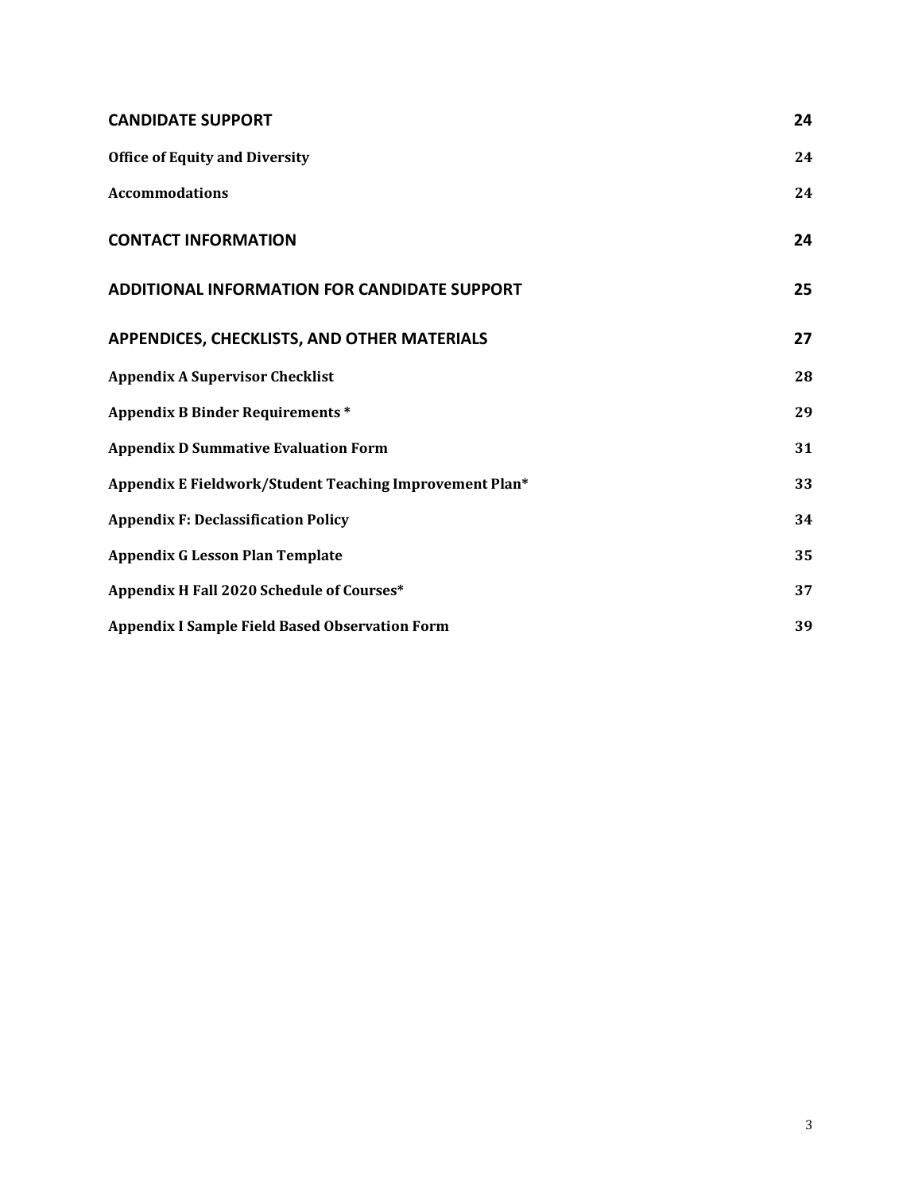| | |
|---|---|
| **CANDIDATE SUPPORT** | **24** |
| **Office of Equity and Diversity** | **24** |
| **Accommodations** | **24** |
| **CONTACT INFORMATION** | **24** |
| **ADDITIONAL INFORMATION FOR CANDIDATE SUPPORT** | **25** |
| **APPENDICES, CHECKLISTS, AND OTHER MATERIALS** | **27** |
| **Appendix A Supervisor Checklist** | **28** |
| **Appendix B Binder Requirements *** | **29** |
| **Appendix D Summative Evaluation Form** | **31** |
| **Appendix E Fieldwork/Student Teaching Improvement Plan*** | **33** |
| **Appendix F: Declassification Policy** | **34** |
| **Appendix G Lesson Plan Template** | **35** |
| **Appendix H Fall 2020 Schedule of Courses*** | **37** |
| **Appendix I Sample Field Based Observation Form** | **39** |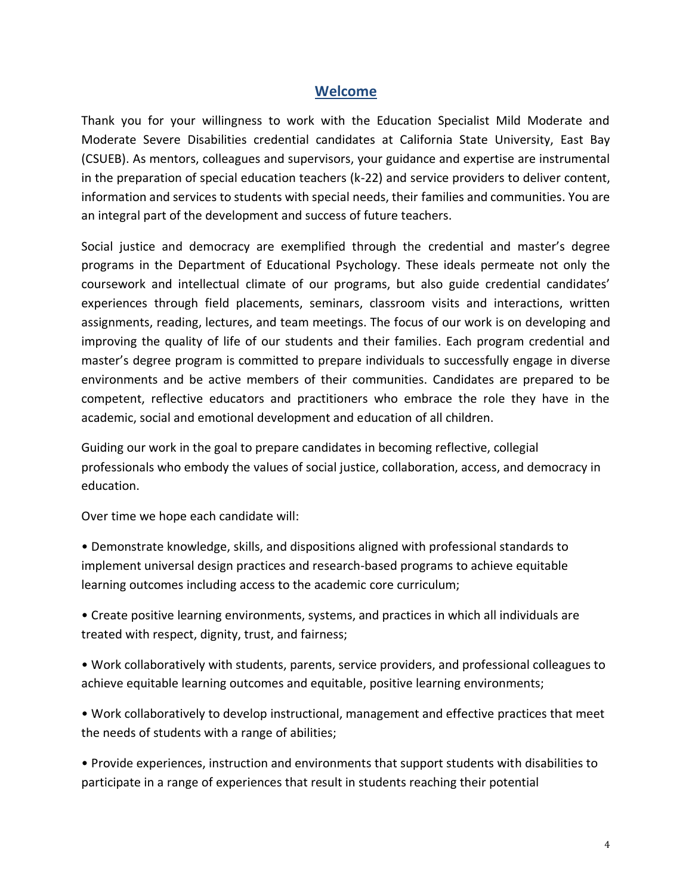## Welcome

Thank you for your willingness to work with the Education Specialist Mild Moderate and Moderate Severe Disabilities credential candidates at California State University, East Bay (CSUEB). As mentors, colleagues and supervisors, your guidance and expertise are instrumental in the preparation of special education teachers (k-22) and service providers to deliver content, information and services to students with special needs, their families and communities. You are an integral part of the development and success of future teachers.

Social justice and democracy are exemplified through the credential and master's degree programs in the Department of Educational Psychology. These ideals permeate not only the coursework and intellectual climate of our programs, but also guide credential candidates' experiences through field placements, seminars, classroom visits and interactions, written assignments, reading, lectures, and team meetings. The focus of our work is on developing and improving the quality of life of our students and their families. Each program credential and master's degree program is committed to prepare individuals to successfully engage in diverse environments and be active members of their communities. Candidates are prepared to be competent, reflective educators and practitioners who embrace the role they have in the academic, social and emotional development and education of all children.

Guiding our work in the goal to prepare candidates in becoming reflective, collegial professionals who embody the values of social justice, collaboration, access, and democracy in education.

Over time we hope each candidate will:

- Demonstrate knowledge, skills, and dispositions aligned with professional standards to implement universal design practices and research-based programs to achieve equitable learning outcomes including access to the academic core curriculum;
- Create positive learning environments, systems, and practices in which all individuals are treated with respect, dignity, trust, and fairness;
- Work collaboratively with students, parents, service providers, and professional colleagues to achieve equitable learning outcomes and equitable, positive learning environments;
- Work collaboratively to develop instructional, management and effective practices that meet the needs of students with a range of abilities;
- Provide experiences, instruction and environments that support students with disabilities to participate in a range of experiences that result in students reaching their potential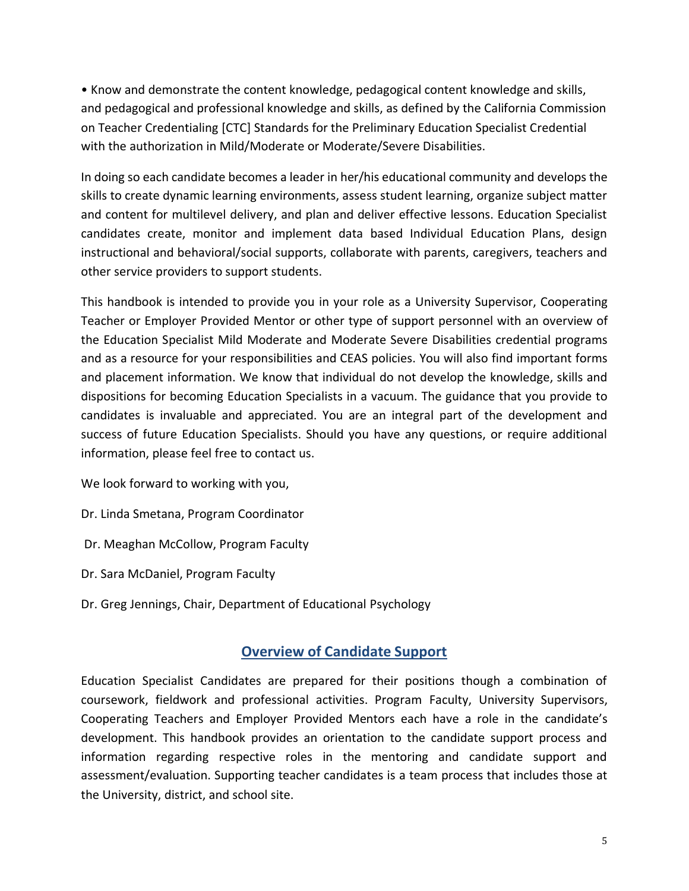- Know and demonstrate the content knowledge, pedagogical content knowledge and skills, and pedagogical and professional knowledge and skills, as defined by the California Commission on Teacher Credentialing [CTC] Standards for the Preliminary Education Specialist Credential with the authorization in Mild/Moderate or Moderate/Severe Disabilities.

In doing so each candidate becomes a leader in her/his educational community and develops the skills to create dynamic learning environments, assess student learning, organize subject matter and content for multilevel delivery, and plan and deliver effective lessons. Education Specialist candidates create, monitor and implement data based Individual Education Plans, design instructional and behavioral/social supports, collaborate with parents, caregivers, teachers and other service providers to support students.

This handbook is intended to provide you in your role as a University Supervisor, Cooperating Teacher or Employer Provided Mentor or other type of support personnel with an overview of the Education Specialist Mild Moderate and Moderate Severe Disabilities credential programs and as a resource for your responsibilities and CEAS policies. You will also find important forms and placement information. We know that individual do not develop the knowledge, skills and dispositions for becoming Education Specialists in a vacuum. The guidance that you provide to candidates is invaluable and appreciated. You are an integral part of the development and success of future Education Specialists. Should you have any questions, or require additional information, please feel free to contact us.

We look forward to working with you,

Dr. Linda Smetana, Program Coordinator

Dr. Meaghan McCollow, Program Faculty

Dr. Sara McDaniel, Program Faculty

Dr. Greg Jennings, Chair, Department of Educational Psychology

## Overview of Candidate Support

Education Specialist Candidates are prepared for their positions though a combination of coursework, fieldwork and professional activities. Program Faculty, University Supervisors, Cooperating Teachers and Employer Provided Mentors each have a role in the candidate's development. This handbook provides an orientation to the candidate support process and information regarding respective roles in the mentoring and candidate support and assessment/evaluation. Supporting teacher candidates is a team process that includes those at the University, district, and school site.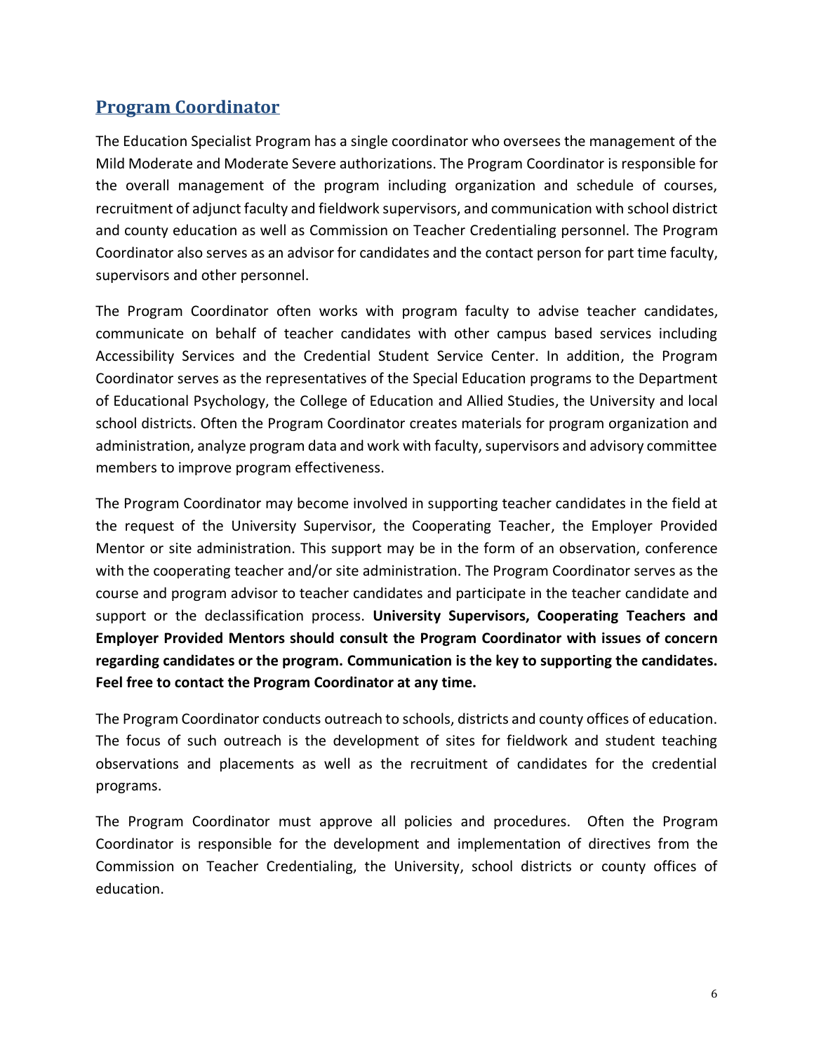## Program Coordinator

The Education Specialist Program has a single coordinator who oversees the management of the Mild Moderate and Moderate Severe authorizations. The Program Coordinator is responsible for the overall management of the program including organization and schedule of courses, recruitment of adjunct faculty and fieldwork supervisors, and communication with school district and county education as well as Commission on Teacher Credentialing personnel. The Program Coordinator also serves as an advisor for candidates and the contact person for part time faculty, supervisors and other personnel.

The Program Coordinator often works with program faculty to advise teacher candidates, communicate on behalf of teacher candidates with other campus based services including Accessibility Services and the Credential Student Service Center. In addition, the Program Coordinator serves as the representatives of the Special Education programs to the Department of Educational Psychology, the College of Education and Allied Studies, the University and local school districts. Often the Program Coordinator creates materials for program organization and administration, analyze program data and work with faculty, supervisors and advisory committee members to improve program effectiveness.

The Program Coordinator may become involved in supporting teacher candidates in the field at the request of the University Supervisor, the Cooperating Teacher, the Employer Provided Mentor or site administration. This support may be in the form of an observation, conference with the cooperating teacher and/or site administration. The Program Coordinator serves as the course and program advisor to teacher candidates and participate in the teacher candidate and support or the declassification process. **University Supervisors, Cooperating Teachers and Employer Provided Mentors should consult the Program Coordinator with issues of concern regarding candidates or the program. Communication is the key to supporting the candidates. Feel free to contact the Program Coordinator at any time.**

The Program Coordinator conducts outreach to schools, districts and county offices of education. The focus of such outreach is the development of sites for fieldwork and student teaching observations and placements as well as the recruitment of candidates for the credential programs.

The Program Coordinator must approve all policies and procedures. Often the Program Coordinator is responsible for the development and implementation of directives from the Commission on Teacher Credentialing, the University, school districts or county offices of education.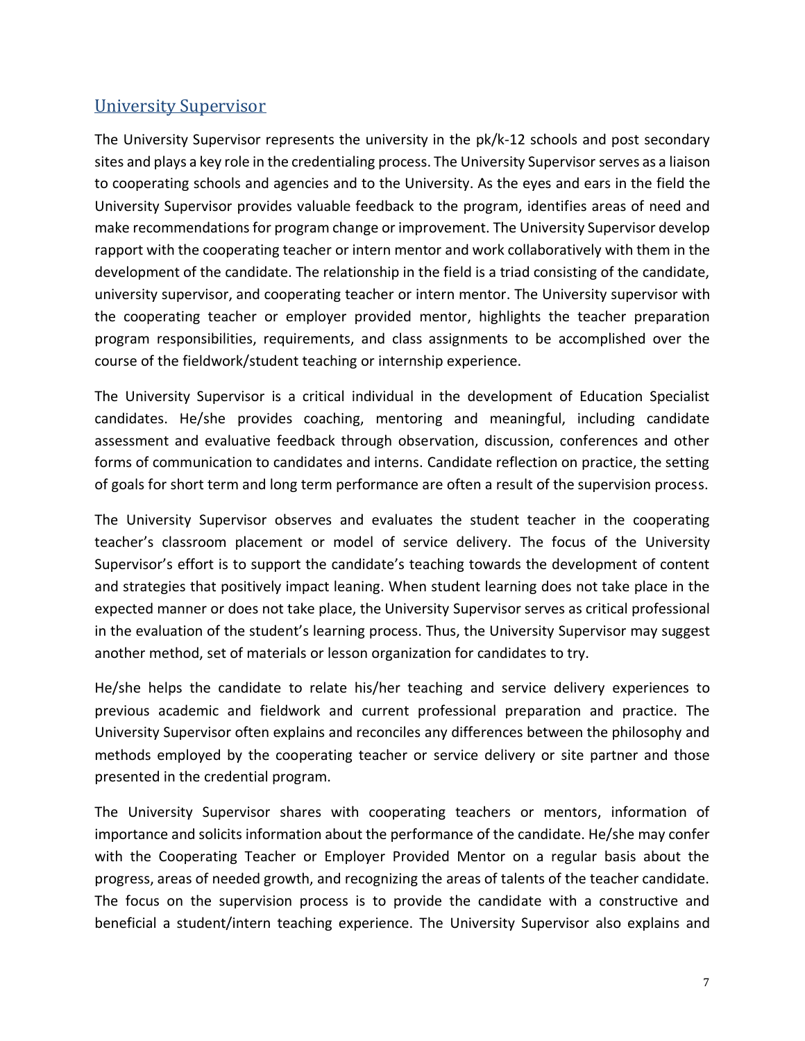## University Supervisor

The University Supervisor represents the university in the pk/k-12 schools and post secondary sites and plays a key role in the credentialing process. The University Supervisor serves as a liaison to cooperating schools and agencies and to the University. As the eyes and ears in the field the University Supervisor provides valuable feedback to the program, identifies areas of need and make recommendations for program change or improvement. The University Supervisor develop rapport with the cooperating teacher or intern mentor and work collaboratively with them in the development of the candidate. The relationship in the field is a triad consisting of the candidate, university supervisor, and cooperating teacher or intern mentor. The University supervisor with the cooperating teacher or employer provided mentor, highlights the teacher preparation program responsibilities, requirements, and class assignments to be accomplished over the course of the fieldwork/student teaching or internship experience.

The University Supervisor is a critical individual in the development of Education Specialist candidates. He/she provides coaching, mentoring and meaningful, including candidate assessment and evaluative feedback through observation, discussion, conferences and other forms of communication to candidates and interns. Candidate reflection on practice, the setting of goals for short term and long term performance are often a result of the supervision process.

The University Supervisor observes and evaluates the student teacher in the cooperating teacher's classroom placement or model of service delivery. The focus of the University Supervisor's effort is to support the candidate's teaching towards the development of content and strategies that positively impact leaning. When student learning does not take place in the expected manner or does not take place, the University Supervisor serves as critical professional in the evaluation of the student's learning process. Thus, the University Supervisor may suggest another method, set of materials or lesson organization for candidates to try.

He/she helps the candidate to relate his/her teaching and service delivery experiences to previous academic and fieldwork and current professional preparation and practice. The University Supervisor often explains and reconciles any differences between the philosophy and methods employed by the cooperating teacher or service delivery or site partner and those presented in the credential program.

The University Supervisor shares with cooperating teachers or mentors, information of importance and solicits information about the performance of the candidate. He/she may confer with the Cooperating Teacher or Employer Provided Mentor on a regular basis about the progress, areas of needed growth, and recognizing the areas of talents of the teacher candidate. The focus on the supervision process is to provide the candidate with a constructive and beneficial a student/intern teaching experience. The University Supervisor also explains and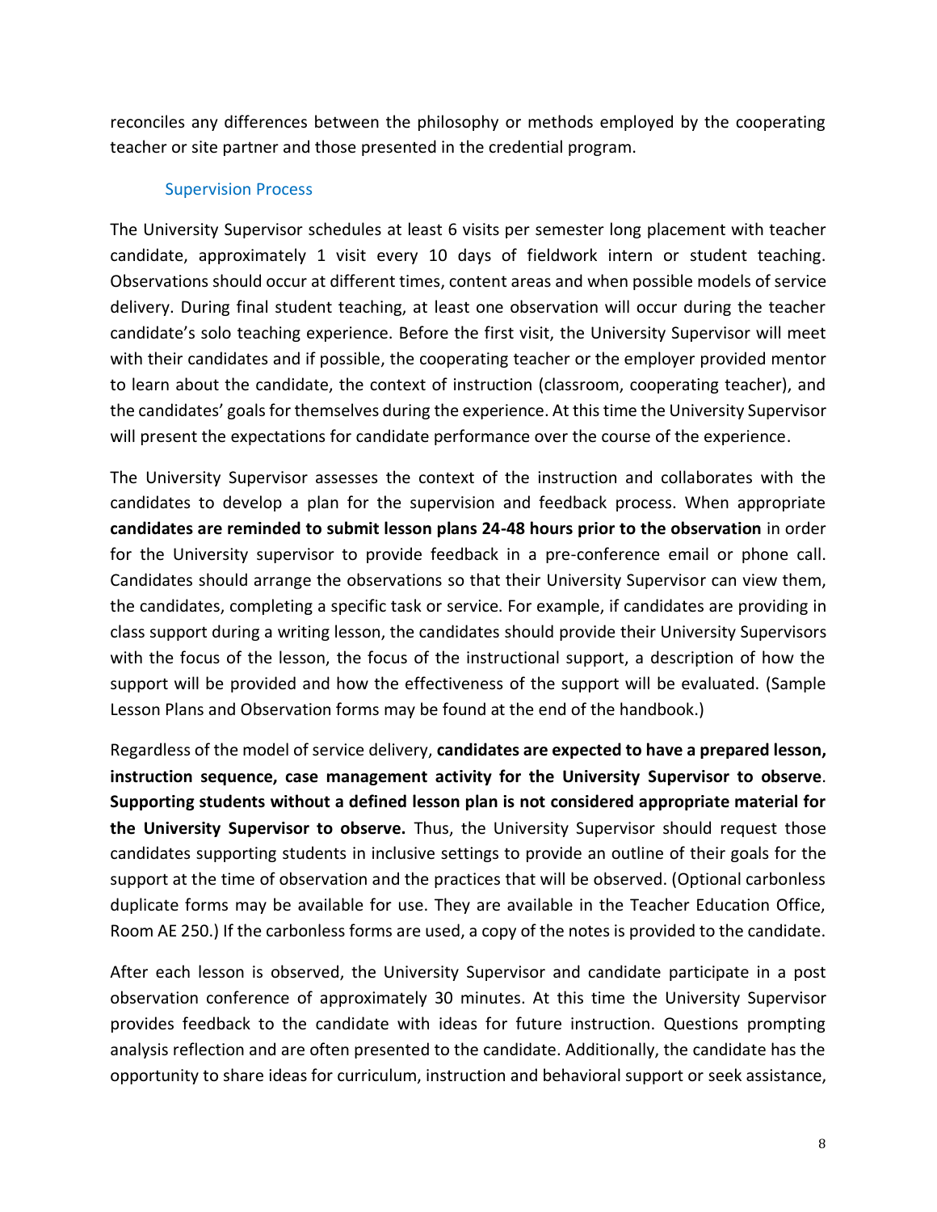reconciles any differences between the philosophy or methods employed by the cooperating teacher or site partner and those presented in the credential program.

### Supervision Process

The University Supervisor schedules at least 6 visits per semester long placement with teacher candidate, approximately 1 visit every 10 days of fieldwork intern or student teaching. Observations should occur at different times, content areas and when possible models of service delivery. During final student teaching, at least one observation will occur during the teacher candidate's solo teaching experience. Before the first visit, the University Supervisor will meet with their candidates and if possible, the cooperating teacher or the employer provided mentor to learn about the candidate, the context of instruction (classroom, cooperating teacher), and the candidates' goals for themselves during the experience. At this time the University Supervisor will present the expectations for candidate performance over the course of the experience.

The University Supervisor assesses the context of the instruction and collaborates with the candidates to develop a plan for the supervision and feedback process. When appropriate **candidates are reminded to submit lesson plans 24-48 hours prior to the observation** in order for the University supervisor to provide feedback in a pre-conference email or phone call. Candidates should arrange the observations so that their University Supervisor can view them, the candidates, completing a specific task or service. For example, if candidates are providing in class support during a writing lesson, the candidates should provide their University Supervisors with the focus of the lesson, the focus of the instructional support, a description of how the support will be provided and how the effectiveness of the support will be evaluated. (Sample Lesson Plans and Observation forms may be found at the end of the handbook.)

Regardless of the model of service delivery, **candidates are expected to have a prepared lesson, instruction sequence, case management activity for the University Supervisor to observe**. **Supporting students without a defined lesson plan is not considered appropriate material for the University Supervisor to observe.** Thus, the University Supervisor should request those candidates supporting students in inclusive settings to provide an outline of their goals for the support at the time of observation and the practices that will be observed. (Optional carbonless duplicate forms may be available for use. They are available in the Teacher Education Office, Room AE 250.) If the carbonless forms are used, a copy of the notes is provided to the candidate.

After each lesson is observed, the University Supervisor and candidate participate in a post observation conference of approximately 30 minutes. At this time the University Supervisor provides feedback to the candidate with ideas for future instruction. Questions prompting analysis reflection and are often presented to the candidate. Additionally, the candidate has the opportunity to share ideas for curriculum, instruction and behavioral support or seek assistance,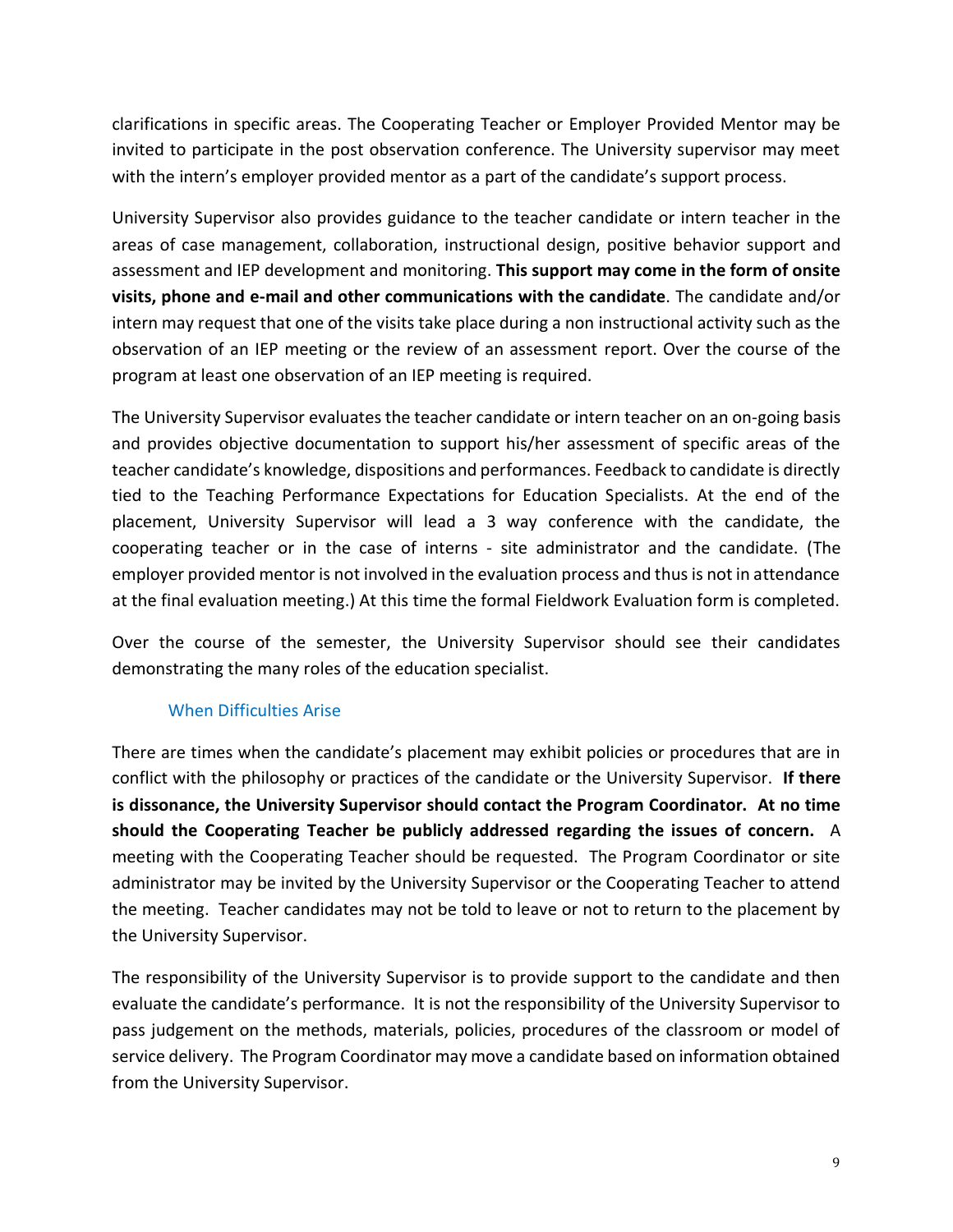clarifications in specific areas. The Cooperating Teacher or Employer Provided Mentor may be invited to participate in the post observation conference. The University supervisor may meet with the intern's employer provided mentor as a part of the candidate's support process.

University Supervisor also provides guidance to the teacher candidate or intern teacher in the areas of case management, collaboration, instructional design, positive behavior support and assessment and IEP development and monitoring. **This support may come in the form of onsite visits, phone and e-mail and other communications with the candidate**. The candidate and/or intern may request that one of the visits take place during a non instructional activity such as the observation of an IEP meeting or the review of an assessment report. Over the course of the program at least one observation of an IEP meeting is required.

The University Supervisor evaluates the teacher candidate or intern teacher on an on-going basis and provides objective documentation to support his/her assessment of specific areas of the teacher candidate's knowledge, dispositions and performances. Feedback to candidate is directly tied to the Teaching Performance Expectations for Education Specialists. At the end of the placement, University Supervisor will lead a 3 way conference with the candidate, the cooperating teacher or in the case of interns - site administrator and the candidate. (The employer provided mentor is not involved in the evaluation process and thus is not in attendance at the final evaluation meeting.) At this time the formal Fieldwork Evaluation form is completed.

Over the course of the semester, the University Supervisor should see their candidates demonstrating the many roles of the education specialist.

### When Difficulties Arise

There are times when the candidate's placement may exhibit policies or procedures that are in conflict with the philosophy or practices of the candidate or the University Supervisor. **If there is dissonance, the University Supervisor should contact the Program Coordinator. At no time should the Cooperating Teacher be publicly addressed regarding the issues of concern.** A meeting with the Cooperating Teacher should be requested. The Program Coordinator or site administrator may be invited by the University Supervisor or the Cooperating Teacher to attend the meeting. Teacher candidates may not be told to leave or not to return to the placement by the University Supervisor.

The responsibility of the University Supervisor is to provide support to the candidate and then evaluate the candidate's performance. It is not the responsibility of the University Supervisor to pass judgement on the methods, materials, policies, procedures of the classroom or model of service delivery. The Program Coordinator may move a candidate based on information obtained from the University Supervisor.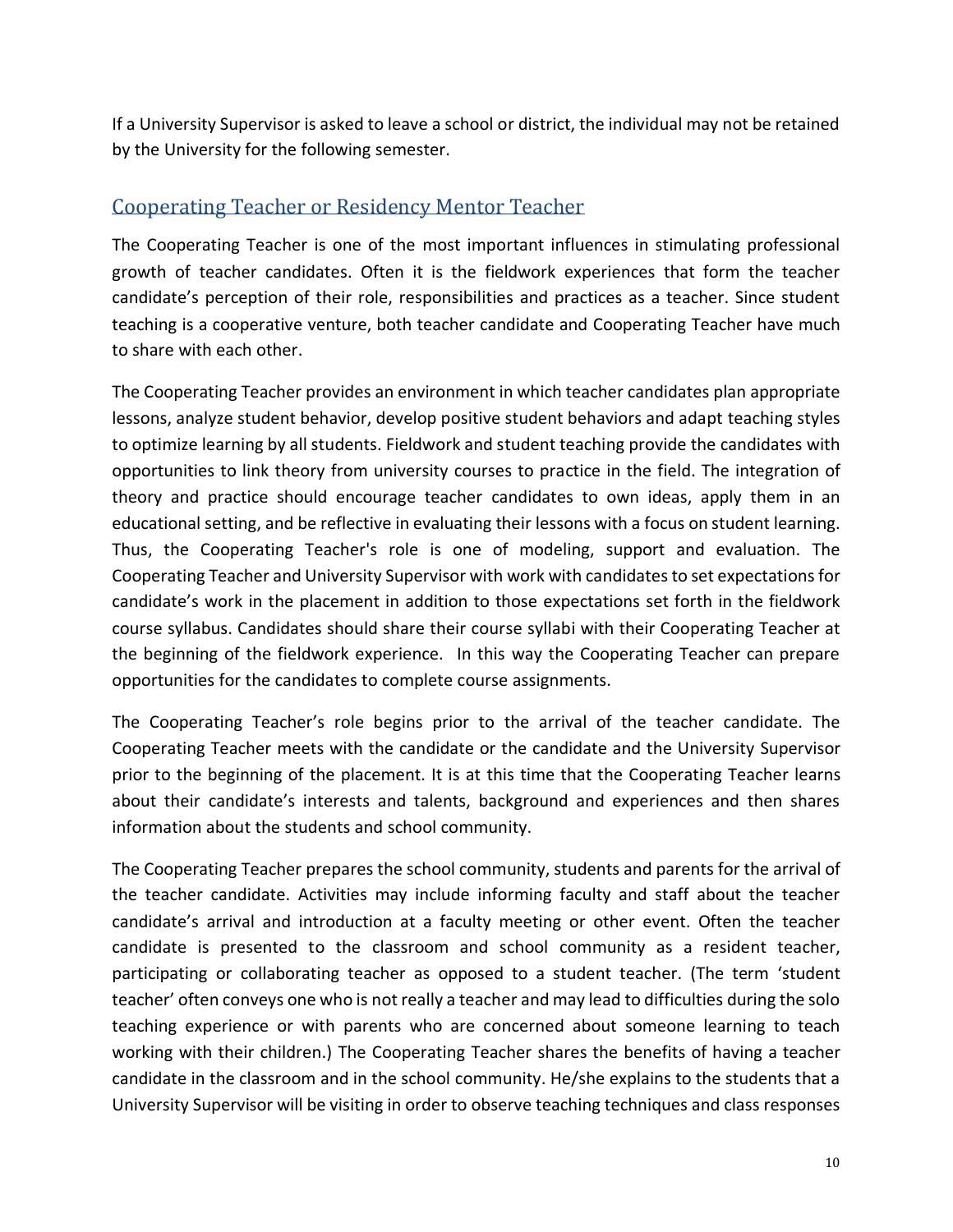If a University Supervisor is asked to leave a school or district, the individual may not be retained by the University for the following semester.

## Cooperating Teacher or Residency Mentor Teacher

The Cooperating Teacher is one of the most important influences in stimulating professional growth of teacher candidates. Often it is the fieldwork experiences that form the teacher candidate's perception of their role, responsibilities and practices as a teacher. Since student teaching is a cooperative venture, both teacher candidate and Cooperating Teacher have much to share with each other.

The Cooperating Teacher provides an environment in which teacher candidates plan appropriate lessons, analyze student behavior, develop positive student behaviors and adapt teaching styles to optimize learning by all students. Fieldwork and student teaching provide the candidates with opportunities to link theory from university courses to practice in the field. The integration of theory and practice should encourage teacher candidates to own ideas, apply them in an educational setting, and be reflective in evaluating their lessons with a focus on student learning. Thus, the Cooperating Teacher's role is one of modeling, support and evaluation. The Cooperating Teacher and University Supervisor with work with candidates to set expectations for candidate's work in the placement in addition to those expectations set forth in the fieldwork course syllabus. Candidates should share their course syllabi with their Cooperating Teacher at the beginning of the fieldwork experience. In this way the Cooperating Teacher can prepare opportunities for the candidates to complete course assignments.

The Cooperating Teacher's role begins prior to the arrival of the teacher candidate. The Cooperating Teacher meets with the candidate or the candidate and the University Supervisor prior to the beginning of the placement. It is at this time that the Cooperating Teacher learns about their candidate's interests and talents, background and experiences and then shares information about the students and school community.

The Cooperating Teacher prepares the school community, students and parents for the arrival of the teacher candidate. Activities may include informing faculty and staff about the teacher candidate's arrival and introduction at a faculty meeting or other event. Often the teacher candidate is presented to the classroom and school community as a resident teacher, participating or collaborating teacher as opposed to a student teacher. (The term 'student teacher' often conveys one who is not really a teacher and may lead to difficulties during the solo teaching experience or with parents who are concerned about someone learning to teach working with their children.) The Cooperating Teacher shares the benefits of having a teacher candidate in the classroom and in the school community. He/she explains to the students that a University Supervisor will be visiting in order to observe teaching techniques and class responses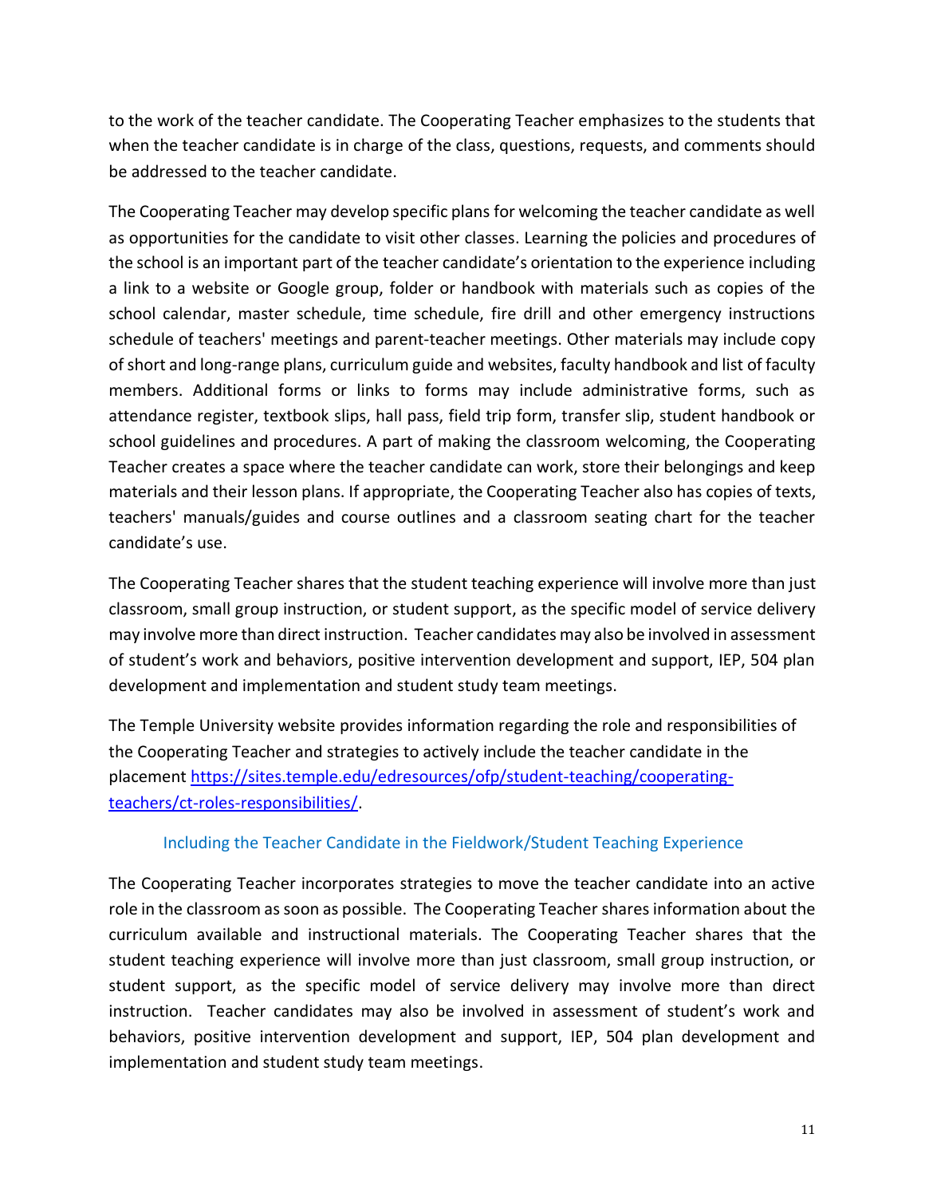to the work of the teacher candidate. The Cooperating Teacher emphasizes to the students that when the teacher candidate is in charge of the class, questions, requests, and comments should be addressed to the teacher candidate.

The Cooperating Teacher may develop specific plans for welcoming the teacher candidate as well as opportunities for the candidate to visit other classes. Learning the policies and procedures of the school is an important part of the teacher candidate's orientation to the experience including a link to a website or Google group, folder or handbook with materials such as copies of the school calendar, master schedule, time schedule, fire drill and other emergency instructions schedule of teachers' meetings and parent-teacher meetings. Other materials may include copy of short and long-range plans, curriculum guide and websites, faculty handbook and list of faculty members. Additional forms or links to forms may include administrative forms, such as attendance register, textbook slips, hall pass, field trip form, transfer slip, student handbook or school guidelines and procedures. A part of making the classroom welcoming, the Cooperating Teacher creates a space where the teacher candidate can work, store their belongings and keep materials and their lesson plans. If appropriate, the Cooperating Teacher also has copies of texts, teachers' manuals/guides and course outlines and a classroom seating chart for the teacher candidate's use.

The Cooperating Teacher shares that the student teaching experience will involve more than just classroom, small group instruction, or student support, as the specific model of service delivery may involve more than direct instruction. Teacher candidates may also be involved in assessment of student's work and behaviors, positive intervention development and support, IEP, 504 plan development and implementation and student study team meetings.

The Temple University website provides information regarding the role and responsibilities of the Cooperating Teacher and strategies to actively include the teacher candidate in the placement [https://sites.temple.edu/edresources/ofp/student-teaching/cooperating-teachers/ct-roles-responsibilities/](https://sites.temple.edu/edresources/ofp/student-teaching/cooperating-teachers/ct-roles-responsibilities/).

### Including the Teacher Candidate in the Fieldwork/Student Teaching Experience

The Cooperating Teacher incorporates strategies to move the teacher candidate into an active role in the classroom as soon as possible. The Cooperating Teacher shares information about the curriculum available and instructional materials. The Cooperating Teacher shares that the student teaching experience will involve more than just classroom, small group instruction, or student support, as the specific model of service delivery may involve more than direct instruction. Teacher candidates may also be involved in assessment of student's work and behaviors, positive intervention development and support, IEP, 504 plan development and implementation and student study team meetings.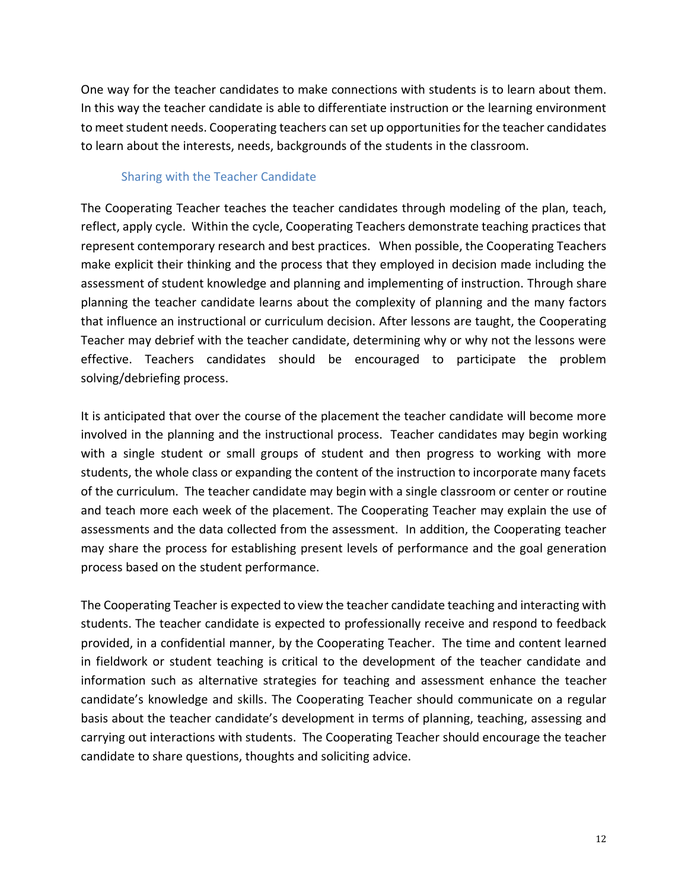One way for the teacher candidates to make connections with students is to learn about them. In this way the teacher candidate is able to differentiate instruction or the learning environment to meet student needs. Cooperating teachers can set up opportunities for the teacher candidates to learn about the interests, needs, backgrounds of the students in the classroom.

### Sharing with the Teacher Candidate

The Cooperating Teacher teaches the teacher candidates through modeling of the plan, teach, reflect, apply cycle. Within the cycle, Cooperating Teachers demonstrate teaching practices that represent contemporary research and best practices. When possible, the Cooperating Teachers make explicit their thinking and the process that they employed in decision made including the assessment of student knowledge and planning and implementing of instruction. Through share planning the teacher candidate learns about the complexity of planning and the many factors that influence an instructional or curriculum decision. After lessons are taught, the Cooperating Teacher may debrief with the teacher candidate, determining why or why not the lessons were effective. Teachers candidates should be encouraged to participate the problem solving/debriefing process.

It is anticipated that over the course of the placement the teacher candidate will become more involved in the planning and the instructional process. Teacher candidates may begin working with a single student or small groups of student and then progress to working with more students, the whole class or expanding the content of the instruction to incorporate many facets of the curriculum. The teacher candidate may begin with a single classroom or center or routine and teach more each week of the placement. The Cooperating Teacher may explain the use of assessments and the data collected from the assessment. In addition, the Cooperating teacher may share the process for establishing present levels of performance and the goal generation process based on the student performance.

The Cooperating Teacher is expected to view the teacher candidate teaching and interacting with students. The teacher candidate is expected to professionally receive and respond to feedback provided, in a confidential manner, by the Cooperating Teacher. The time and content learned in fieldwork or student teaching is critical to the development of the teacher candidate and information such as alternative strategies for teaching and assessment enhance the teacher candidate's knowledge and skills. The Cooperating Teacher should communicate on a regular basis about the teacher candidate's development in terms of planning, teaching, assessing and carrying out interactions with students. The Cooperating Teacher should encourage the teacher candidate to share questions, thoughts and soliciting advice.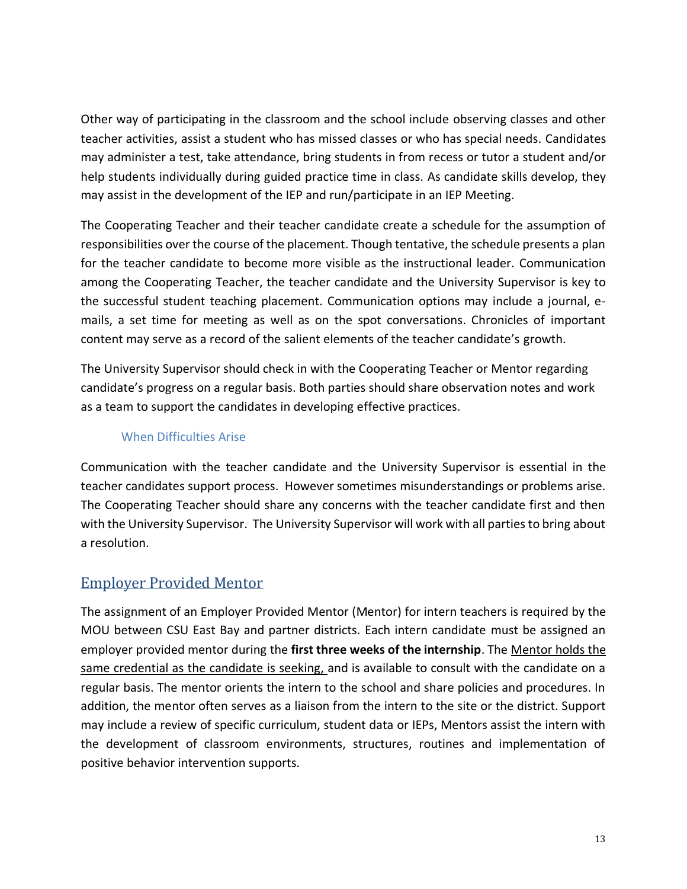Other way of participating in the classroom and the school include observing classes and other teacher activities, assist a student who has missed classes or who has special needs. Candidates may administer a test, take attendance, bring students in from recess or tutor a student and/or help students individually during guided practice time in class. As candidate skills develop, they may assist in the development of the IEP and run/participate in an IEP Meeting.

The Cooperating Teacher and their teacher candidate create a schedule for the assumption of responsibilities over the course of the placement. Though tentative, the schedule presents a plan for the teacher candidate to become more visible as the instructional leader. Communication among the Cooperating Teacher, the teacher candidate and the University Supervisor is key to the successful student teaching placement. Communication options may include a journal, e-mails, a set time for meeting as well as on the spot conversations. Chronicles of important content may serve as a record of the salient elements of the teacher candidate's growth.

The University Supervisor should check in with the Cooperating Teacher or Mentor regarding candidate's progress on a regular basis. Both parties should share observation notes and work as a team to support the candidates in developing effective practices.

### When Difficulties Arise

Communication with the teacher candidate and the University Supervisor is essential in the teacher candidates support process. However sometimes misunderstandings or problems arise. The Cooperating Teacher should share any concerns with the teacher candidate first and then with the University Supervisor. The University Supervisor will work with all parties to bring about a resolution.

## Employer Provided Mentor

The assignment of an Employer Provided Mentor (Mentor) for intern teachers is required by the MOU between CSU East Bay and partner districts. Each intern candidate must be assigned an employer provided mentor during the **first three weeks of the internship**. The Mentor holds the same credential as the candidate is seeking, and is available to consult with the candidate on a regular basis. The mentor orients the intern to the school and share policies and procedures. In addition, the mentor often serves as a liaison from the intern to the site or the district. Support may include a review of specific curriculum, student data or IEPs, Mentors assist the intern with the development of classroom environments, structures, routines and implementation of positive behavior intervention supports.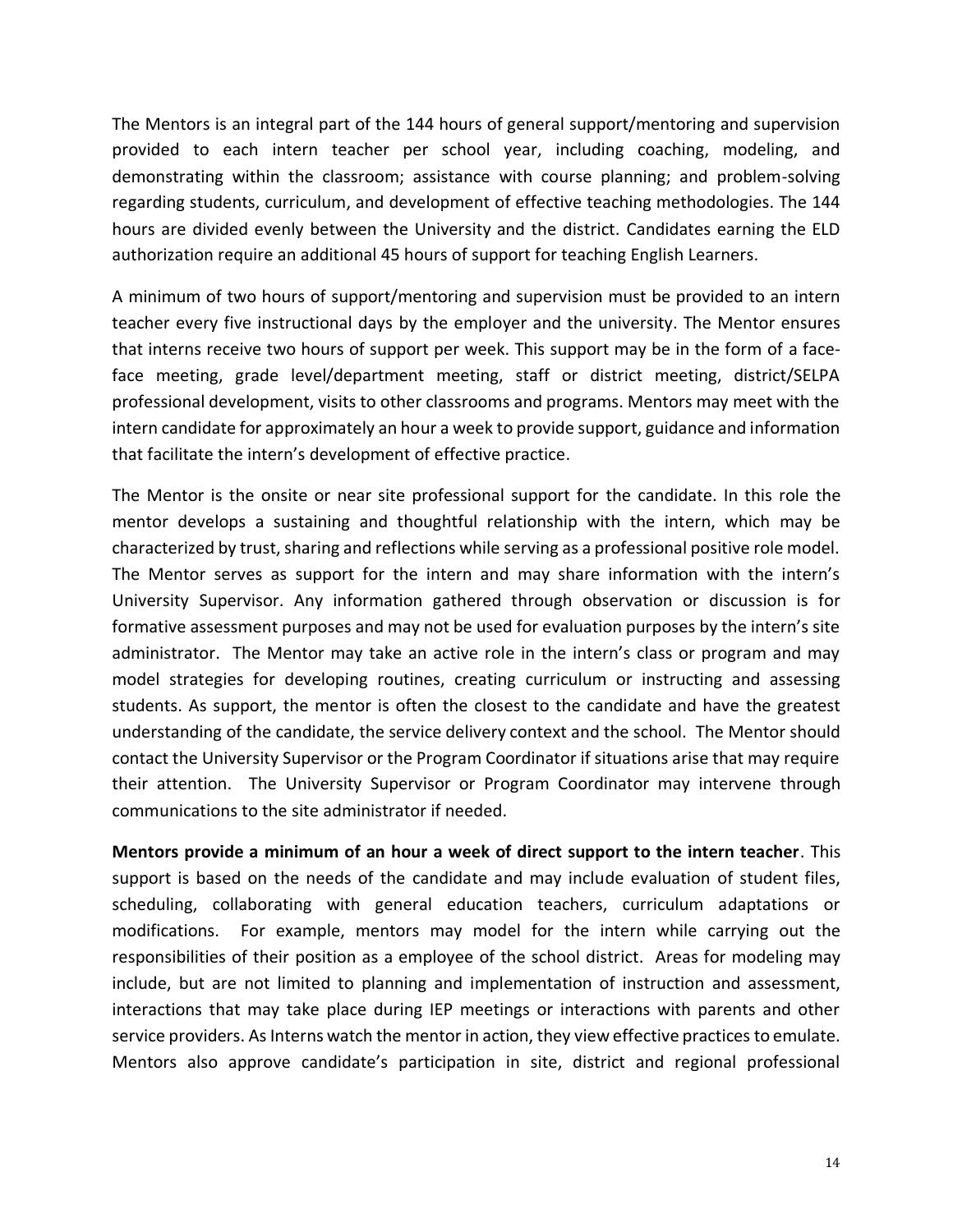The Mentors is an integral part of the 144 hours of general support/mentoring and supervision provided to each intern teacher per school year, including coaching, modeling, and demonstrating within the classroom; assistance with course planning; and problem-solving regarding students, curriculum, and development of effective teaching methodologies. The 144 hours are divided evenly between the University and the district. Candidates earning the ELD authorization require an additional 45 hours of support for teaching English Learners.

A minimum of two hours of support/mentoring and supervision must be provided to an intern teacher every five instructional days by the employer and the university. The Mentor ensures that interns receive two hours of support per week. This support may be in the form of a face-face meeting, grade level/department meeting, staff or district meeting, district/SELPA professional development, visits to other classrooms and programs. Mentors may meet with the intern candidate for approximately an hour a week to provide support, guidance and information that facilitate the intern's development of effective practice.

The Mentor is the onsite or near site professional support for the candidate. In this role the mentor develops a sustaining and thoughtful relationship with the intern, which may be characterized by trust, sharing and reflections while serving as a professional positive role model. The Mentor serves as support for the intern and may share information with the intern's University Supervisor. Any information gathered through observation or discussion is for formative assessment purposes and may not be used for evaluation purposes by the intern's site administrator. The Mentor may take an active role in the intern's class or program and may model strategies for developing routines, creating curriculum or instructing and assessing students. As support, the mentor is often the closest to the candidate and have the greatest understanding of the candidate, the service delivery context and the school. The Mentor should contact the University Supervisor or the Program Coordinator if situations arise that may require their attention. The University Supervisor or Program Coordinator may intervene through communications to the site administrator if needed.

**Mentors provide a minimum of an hour a week of direct support to the intern teacher**. This support is based on the needs of the candidate and may include evaluation of student files, scheduling, collaborating with general education teachers, curriculum adaptations or modifications. For example, mentors may model for the intern while carrying out the responsibilities of their position as a employee of the school district. Areas for modeling may include, but are not limited to planning and implementation of instruction and assessment, interactions that may take place during IEP meetings or interactions with parents and other service providers. As Interns watch the mentor in action, they view effective practices to emulate. Mentors also approve candidate's participation in site, district and regional professional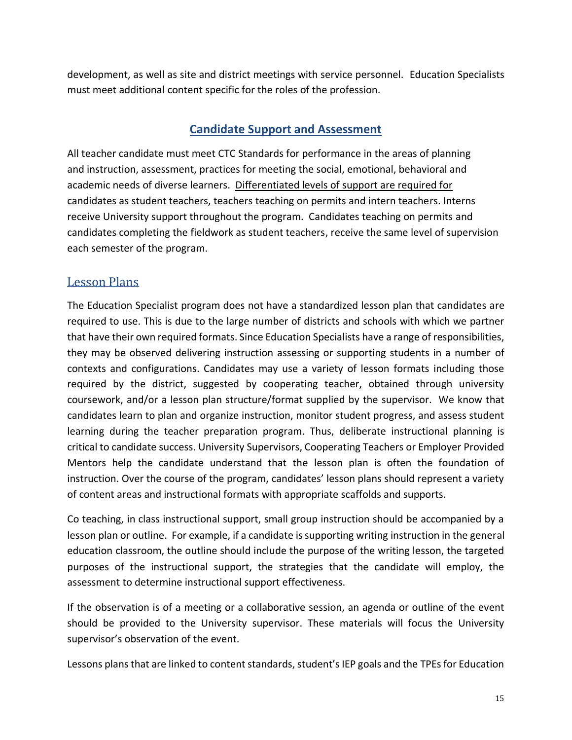development, as well as site and district meetings with service personnel. Education Specialists must meet additional content specific for the roles of the profession.

## Candidate Support and Assessment

All teacher candidate must meet CTC Standards for performance in the areas of planning and instruction, assessment, practices for meeting the social, emotional, behavioral and academic needs of diverse learners. Differentiated levels of support are required for candidates as student teachers, teachers teaching on permits and intern teachers. Interns receive University support throughout the program. Candidates teaching on permits and candidates completing the fieldwork as student teachers, receive the same level of supervision each semester of the program.

### Lesson Plans

The Education Specialist program does not have a standardized lesson plan that candidates are required to use. This is due to the large number of districts and schools with which we partner that have their own required formats. Since Education Specialists have a range of responsibilities, they may be observed delivering instruction assessing or supporting students in a number of contexts and configurations. Candidates may use a variety of lesson formats including those required by the district, suggested by cooperating teacher, obtained through university coursework, and/or a lesson plan structure/format supplied by the supervisor. We know that candidates learn to plan and organize instruction, monitor student progress, and assess student learning during the teacher preparation program. Thus, deliberate instructional planning is critical to candidate success. University Supervisors, Cooperating Teachers or Employer Provided Mentors help the candidate understand that the lesson plan is often the foundation of instruction. Over the course of the program, candidates' lesson plans should represent a variety of content areas and instructional formats with appropriate scaffolds and supports.

Co teaching, in class instructional support, small group instruction should be accompanied by a lesson plan or outline. For example, if a candidate is supporting writing instruction in the general education classroom, the outline should include the purpose of the writing lesson, the targeted purposes of the instructional support, the strategies that the candidate will employ, the assessment to determine instructional support effectiveness.

If the observation is of a meeting or a collaborative session, an agenda or outline of the event should be provided to the University supervisor. These materials will focus the University supervisor's observation of the event.

Lessons plans that are linked to content standards, student's IEP goals and the TPEs for Education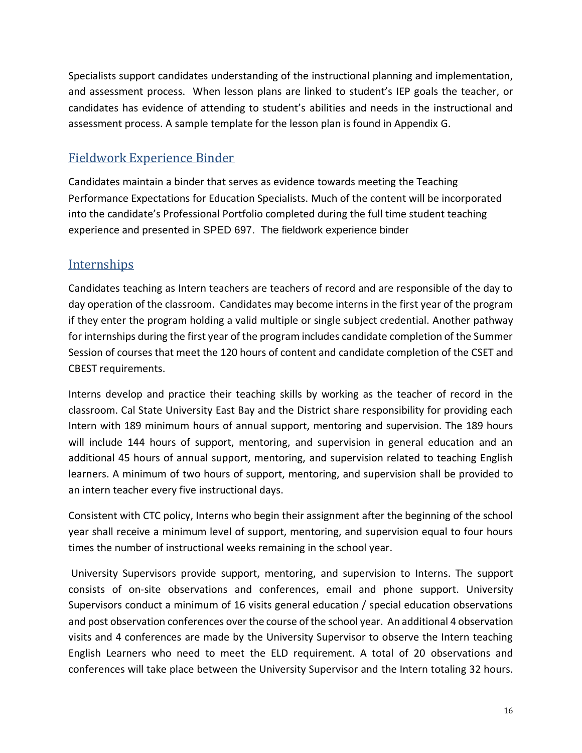Specialists support candidates understanding of the instructional planning and implementation, and assessment process. When lesson plans are linked to student's IEP goals the teacher, or candidates has evidence of attending to student's abilities and needs in the instructional and assessment process. A sample template for the lesson plan is found in Appendix G.

## Fieldwork Experience Binder

Candidates maintain a binder that serves as evidence towards meeting the Teaching Performance Expectations for Education Specialists. Much of the content will be incorporated into the candidate's Professional Portfolio completed during the full time student teaching experience and presented in SPED 697. The fieldwork experience binder

## Internships

Candidates teaching as Intern teachers are teachers of record and are responsible of the day to day operation of the classroom. Candidates may become interns in the first year of the program if they enter the program holding a valid multiple or single subject credential. Another pathway for internships during the first year of the program includes candidate completion of the Summer Session of courses that meet the 120 hours of content and candidate completion of the CSET and CBEST requirements.

Interns develop and practice their teaching skills by working as the teacher of record in the classroom. Cal State University East Bay and the District share responsibility for providing each Intern with 189 minimum hours of annual support, mentoring and supervision. The 189 hours will include 144 hours of support, mentoring, and supervision in general education and an additional 45 hours of annual support, mentoring, and supervision related to teaching English learners. A minimum of two hours of support, mentoring, and supervision shall be provided to an intern teacher every five instructional days.

Consistent with CTC policy, Interns who begin their assignment after the beginning of the school year shall receive a minimum level of support, mentoring, and supervision equal to four hours times the number of instructional weeks remaining in the school year.

University Supervisors provide support, mentoring, and supervision to Interns. The support consists of on-site observations and conferences, email and phone support. University Supervisors conduct a minimum of 16 visits general education / special education observations and post observation conferences over the course of the school year. An additional 4 observation visits and 4 conferences are made by the University Supervisor to observe the Intern teaching English Learners who need to meet the ELD requirement. A total of 20 observations and conferences will take place between the University Supervisor and the Intern totaling 32 hours.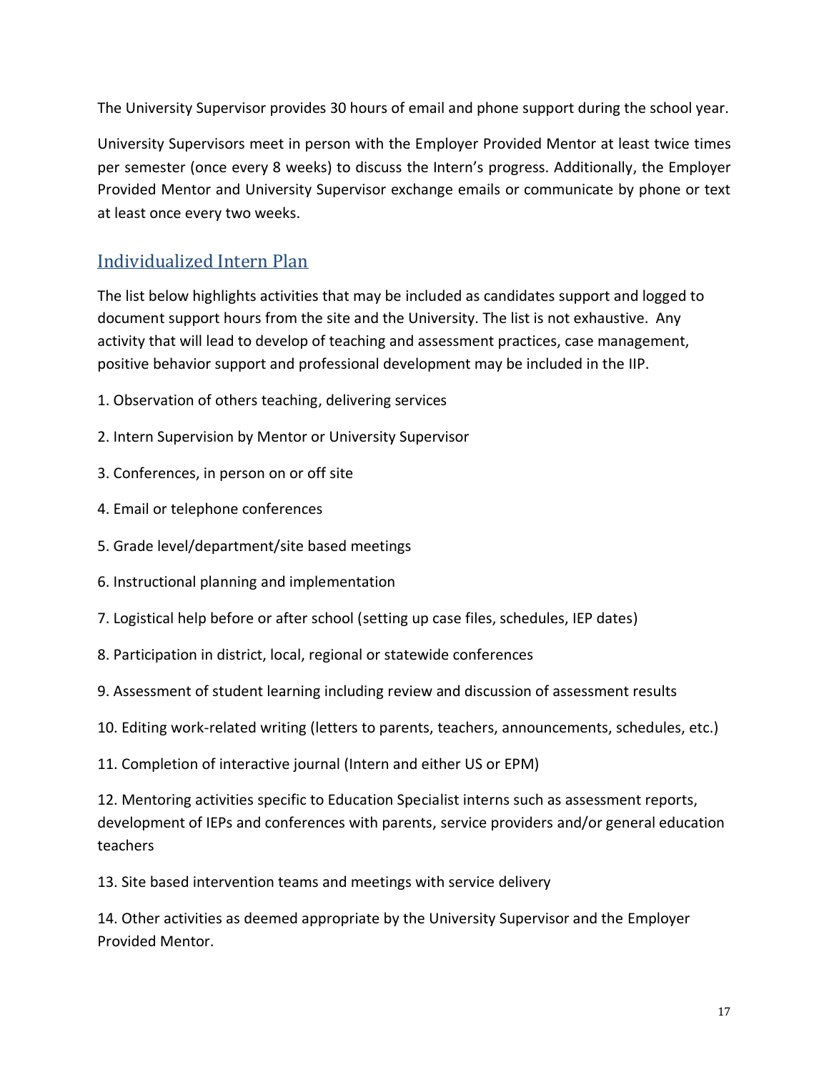The University Supervisor provides 30 hours of email and phone support during the school year.

University Supervisors meet in person with the Employer Provided Mentor at least twice times per semester (once every 8 weeks) to discuss the Intern's progress. Additionally, the Employer Provided Mentor and University Supervisor exchange emails or communicate by phone or text at least once every two weeks.

## Individualized Intern Plan

The list below highlights activities that may be included as candidates support and logged to document support hours from the site and the University. The list is not exhaustive. Any activity that will lead to develop of teaching and assessment practices, case management, positive behavior support and professional development may be included in the IIP.

1. Observation of others teaching, delivering services
2. Intern Supervision by Mentor or University Supervisor
3. Conferences, in person on or off site
4. Email or telephone conferences
5. Grade level/department/site based meetings
6. Instructional planning and implementation
7. Logistical help before or after school (setting up case files, schedules, IEP dates)
8. Participation in district, local, regional or statewide conferences
9. Assessment of student learning including review and discussion of assessment results
10. Editing work-related writing (letters to parents, teachers, announcements, schedules, etc.)
11. Completion of interactive journal (Intern and either US or EPM)
12. Mentoring activities specific to Education Specialist interns such as assessment reports, development of IEPs and conferences with parents, service providers and/or general education teachers
13. Site based intervention teams and meetings with service delivery
14. Other activities as deemed appropriate by the University Supervisor and the Employer Provided Mentor.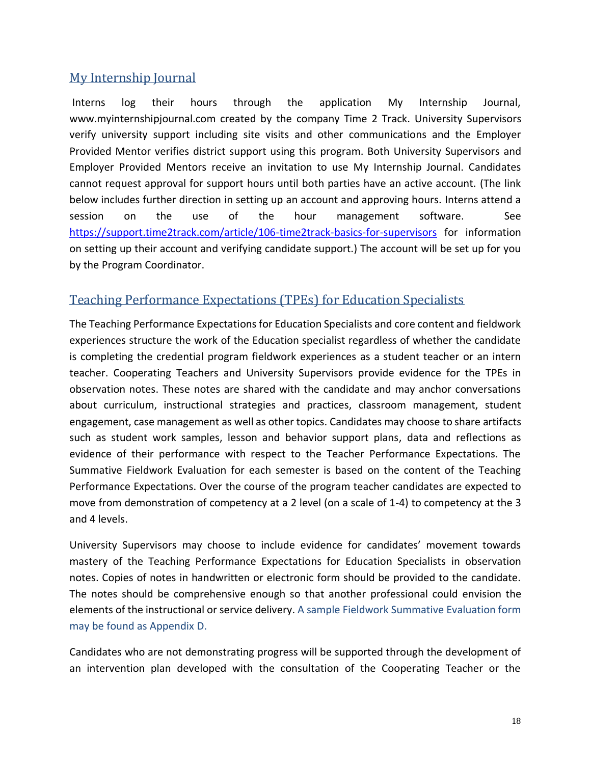## My Internship Journal

Interns log their hours through the application My Internship Journal, www.myinternshipjournal.com created by the company Time 2 Track. University Supervisors verify university support including site visits and other communications and the Employer Provided Mentor verifies district support using this program. Both University Supervisors and Employer Provided Mentors receive an invitation to use My Internship Journal. Candidates cannot request approval for support hours until both parties have an active account. (The link below includes further direction in setting up an account and approving hours. Interns attend a session on the use of the hour management software. See https://support.time2track.com/article/106-time2track-basics-for-supervisors for information on setting up their account and verifying candidate support.) The account will be set up for you by the Program Coordinator.

## Teaching Performance Expectations (TPEs) for Education Specialists

The Teaching Performance Expectations for Education Specialists and core content and fieldwork experiences structure the work of the Education specialist regardless of whether the candidate is completing the credential program fieldwork experiences as a student teacher or an intern teacher. Cooperating Teachers and University Supervisors provide evidence for the TPEs in observation notes. These notes are shared with the candidate and may anchor conversations about curriculum, instructional strategies and practices, classroom management, student engagement, case management as well as other topics. Candidates may choose to share artifacts such as student work samples, lesson and behavior support plans, data and reflections as evidence of their performance with respect to the Teacher Performance Expectations. The Summative Fieldwork Evaluation for each semester is based on the content of the Teaching Performance Expectations. Over the course of the program teacher candidates are expected to move from demonstration of competency at a 2 level (on a scale of 1-4) to competency at the 3 and 4 levels.

University Supervisors may choose to include evidence for candidates' movement towards mastery of the Teaching Performance Expectations for Education Specialists in observation notes. Copies of notes in handwritten or electronic form should be provided to the candidate. The notes should be comprehensive enough so that another professional could envision the elements of the instructional or service delivery. A sample Fieldwork Summative Evaluation form may be found as Appendix D.

Candidates who are not demonstrating progress will be supported through the development of an intervention plan developed with the consultation of the Cooperating Teacher or the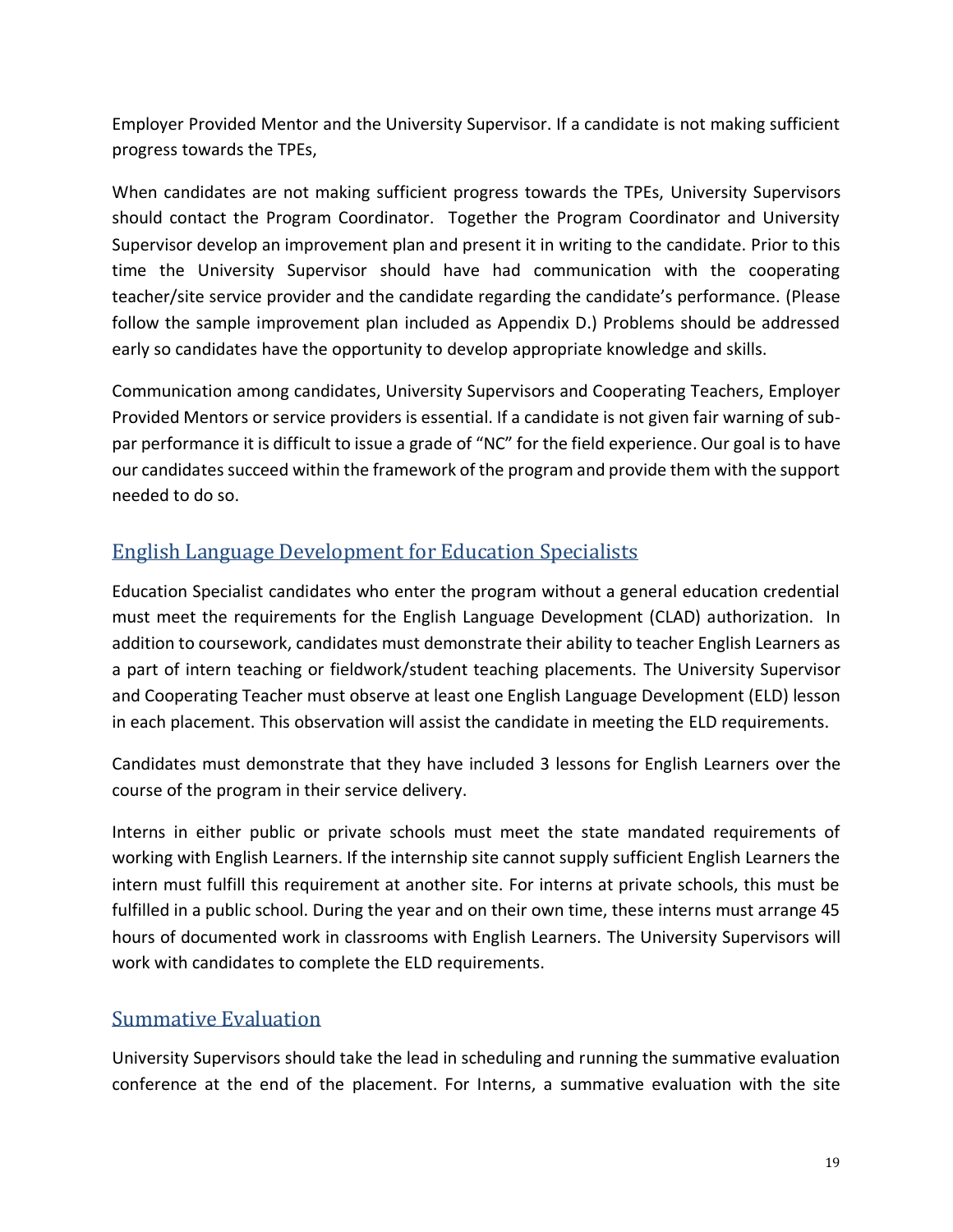Employer Provided Mentor and the University Supervisor. If a candidate is not making sufficient progress towards the TPEs,

When candidates are not making sufficient progress towards the TPEs, University Supervisors should contact the Program Coordinator. Together the Program Coordinator and University Supervisor develop an improvement plan and present it in writing to the candidate. Prior to this time the University Supervisor should have had communication with the cooperating teacher/site service provider and the candidate regarding the candidate's performance. (Please follow the sample improvement plan included as Appendix D.) Problems should be addressed early so candidates have the opportunity to develop appropriate knowledge and skills.

Communication among candidates, University Supervisors and Cooperating Teachers, Employer Provided Mentors or service providers is essential. If a candidate is not given fair warning of sub-par performance it is difficult to issue a grade of "NC" for the field experience. Our goal is to have our candidates succeed within the framework of the program and provide them with the support needed to do so.

## English Language Development for Education Specialists

Education Specialist candidates who enter the program without a general education credential must meet the requirements for the English Language Development (CLAD) authorization. In addition to coursework, candidates must demonstrate their ability to teacher English Learners as a part of intern teaching or fieldwork/student teaching placements. The University Supervisor and Cooperating Teacher must observe at least one English Language Development (ELD) lesson in each placement. This observation will assist the candidate in meeting the ELD requirements.

Candidates must demonstrate that they have included 3 lessons for English Learners over the course of the program in their service delivery.

Interns in either public or private schools must meet the state mandated requirements of working with English Learners. If the internship site cannot supply sufficient English Learners the intern must fulfill this requirement at another site. For interns at private schools, this must be fulfilled in a public school. During the year and on their own time, these interns must arrange 45 hours of documented work in classrooms with English Learners. The University Supervisors will work with candidates to complete the ELD requirements.

## Summative Evaluation

University Supervisors should take the lead in scheduling and running the summative evaluation conference at the end of the placement. For Interns, a summative evaluation with the site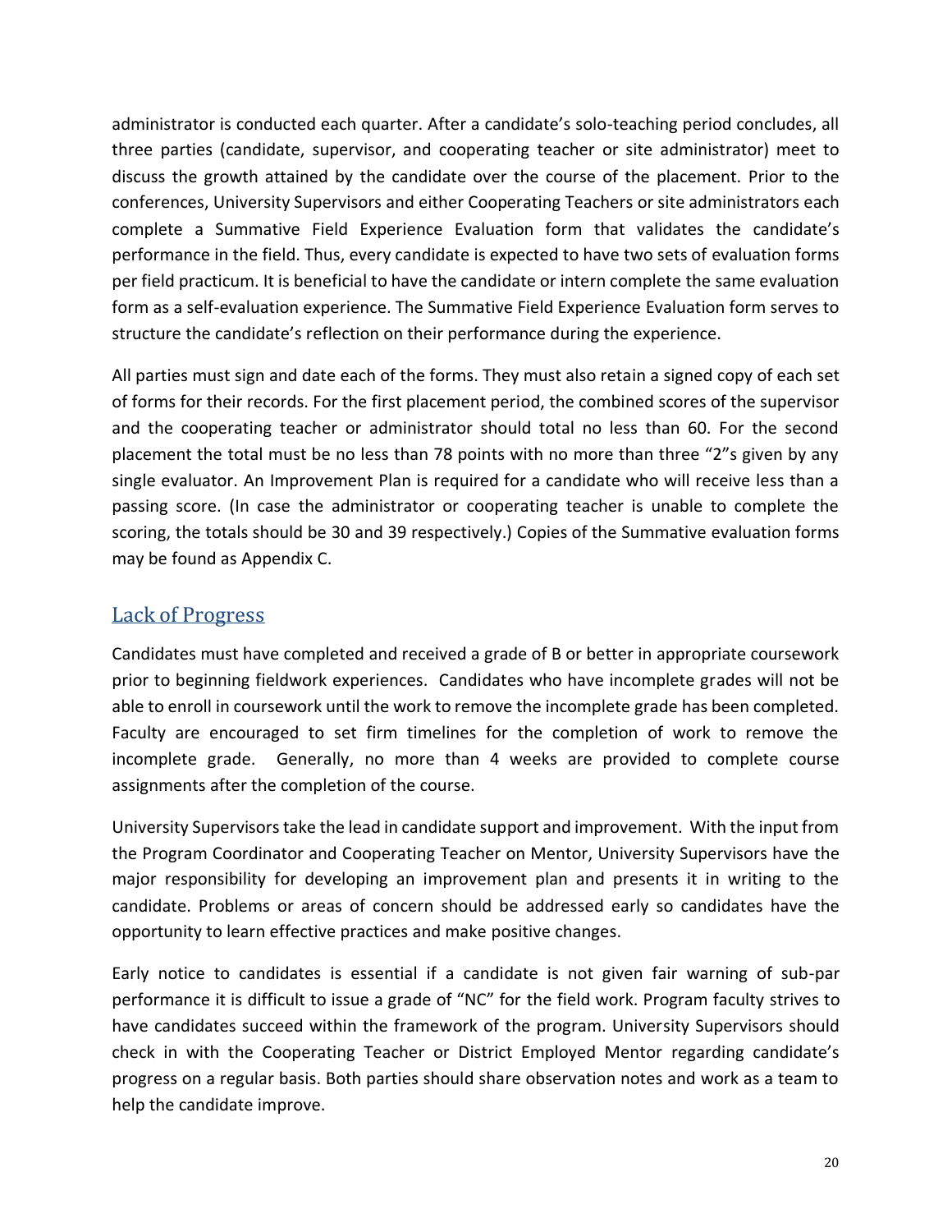administrator is conducted each quarter. After a candidate's solo-teaching period concludes, all three parties (candidate, supervisor, and cooperating teacher or site administrator) meet to discuss the growth attained by the candidate over the course of the placement. Prior to the conferences, University Supervisors and either Cooperating Teachers or site administrators each complete a Summative Field Experience Evaluation form that validates the candidate's performance in the field. Thus, every candidate is expected to have two sets of evaluation forms per field practicum. It is beneficial to have the candidate or intern complete the same evaluation form as a self-evaluation experience. The Summative Field Experience Evaluation form serves to structure the candidate's reflection on their performance during the experience.

All parties must sign and date each of the forms. They must also retain a signed copy of each set of forms for their records. For the first placement period, the combined scores of the supervisor and the cooperating teacher or administrator should total no less than 60. For the second placement the total must be no less than 78 points with no more than three "2"s given by any single evaluator. An Improvement Plan is required for a candidate who will receive less than a passing score. (In case the administrator or cooperating teacher is unable to complete the scoring, the totals should be 30 and 39 respectively.) Copies of the Summative evaluation forms may be found as Appendix C.

## Lack of Progress

Candidates must have completed and received a grade of B or better in appropriate coursework prior to beginning fieldwork experiences. Candidates who have incomplete grades will not be able to enroll in coursework until the work to remove the incomplete grade has been completed. Faculty are encouraged to set firm timelines for the completion of work to remove the incomplete grade. Generally, no more than 4 weeks are provided to complete course assignments after the completion of the course.

University Supervisors take the lead in candidate support and improvement. With the input from the Program Coordinator and Cooperating Teacher on Mentor, University Supervisors have the major responsibility for developing an improvement plan and presents it in writing to the candidate. Problems or areas of concern should be addressed early so candidates have the opportunity to learn effective practices and make positive changes.

Early notice to candidates is essential if a candidate is not given fair warning of sub-par performance it is difficult to issue a grade of "NC" for the field work. Program faculty strives to have candidates succeed within the framework of the program. University Supervisors should check in with the Cooperating Teacher or District Employed Mentor regarding candidate's progress on a regular basis. Both parties should share observation notes and work as a team to help the candidate improve.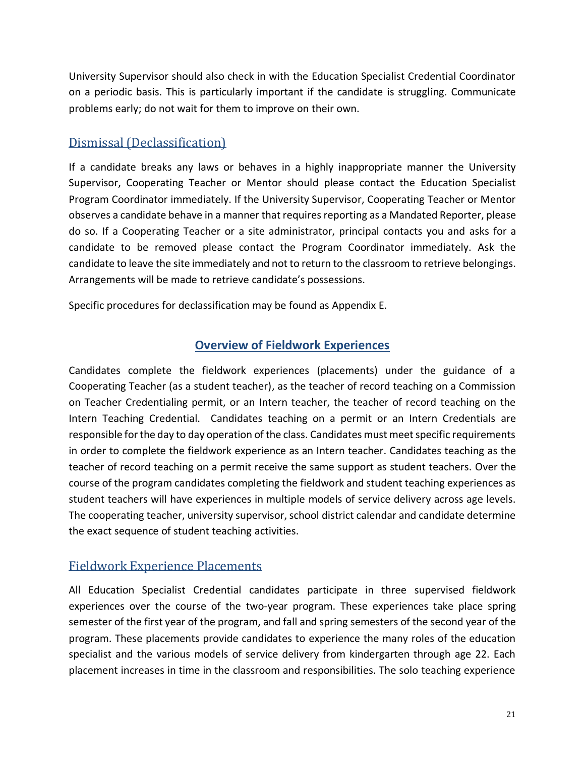University Supervisor should also check in with the Education Specialist Credential Coordinator on a periodic basis. This is particularly important if the candidate is struggling. Communicate problems early; do not wait for them to improve on their own.

## Dismissal (Declassification)

If a candidate breaks any laws or behaves in a highly inappropriate manner the University Supervisor, Cooperating Teacher or Mentor should please contact the Education Specialist Program Coordinator immediately. If the University Supervisor, Cooperating Teacher or Mentor observes a candidate behave in a manner that requires reporting as a Mandated Reporter, please do so. If a Cooperating Teacher or a site administrator, principal contacts you and asks for a candidate to be removed please contact the Program Coordinator immediately. Ask the candidate to leave the site immediately and not to return to the classroom to retrieve belongings. Arrangements will be made to retrieve candidate's possessions.

Specific procedures for declassification may be found as Appendix E.

# Overview of Fieldwork Experiences

Candidates complete the fieldwork experiences (placements) under the guidance of a Cooperating Teacher (as a student teacher), as the teacher of record teaching on a Commission on Teacher Credentialing permit, or an Intern teacher, the teacher of record teaching on the Intern Teaching Credential. Candidates teaching on a permit or an Intern Credentials are responsible for the day to day operation of the class. Candidates must meet specific requirements in order to complete the fieldwork experience as an Intern teacher. Candidates teaching as the teacher of record teaching on a permit receive the same support as student teachers. Over the course of the program candidates completing the fieldwork and student teaching experiences as student teachers will have experiences in multiple models of service delivery across age levels. The cooperating teacher, university supervisor, school district calendar and candidate determine the exact sequence of student teaching activities.

## Fieldwork Experience Placements

All Education Specialist Credential candidates participate in three supervised fieldwork experiences over the course of the two-year program. These experiences take place spring semester of the first year of the program, and fall and spring semesters of the second year of the program. These placements provide candidates to experience the many roles of the education specialist and the various models of service delivery from kindergarten through age 22. Each placement increases in time in the classroom and responsibilities. The solo teaching experience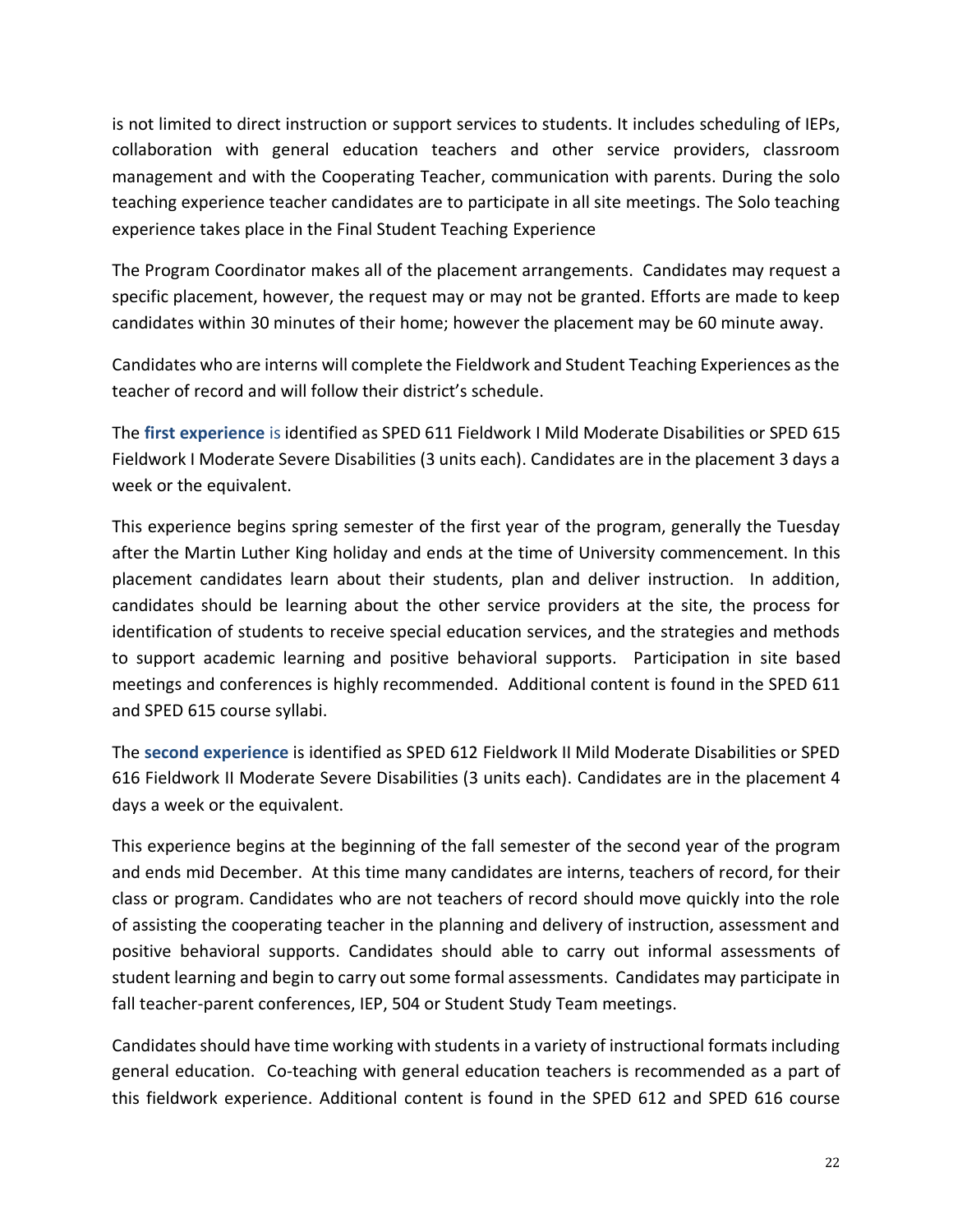is not limited to direct instruction or support services to students. It includes scheduling of IEPs, collaboration with general education teachers and other service providers, classroom management and with the Cooperating Teacher, communication with parents. During the solo teaching experience teacher candidates are to participate in all site meetings. The Solo teaching experience takes place in the Final Student Teaching Experience

The Program Coordinator makes all of the placement arrangements. Candidates may request a specific placement, however, the request may or may not be granted. Efforts are made to keep candidates within 30 minutes of their home; however the placement may be 60 minute away.

Candidates who are interns will complete the Fieldwork and Student Teaching Experiences as the teacher of record and will follow their district's schedule.

The **first experience** is identified as SPED 611 Fieldwork I Mild Moderate Disabilities or SPED 615 Fieldwork I Moderate Severe Disabilities (3 units each). Candidates are in the placement 3 days a week or the equivalent.

This experience begins spring semester of the first year of the program, generally the Tuesday after the Martin Luther King holiday and ends at the time of University commencement. In this placement candidates learn about their students, plan and deliver instruction. In addition, candidates should be learning about the other service providers at the site, the process for identification of students to receive special education services, and the strategies and methods to support academic learning and positive behavioral supports. Participation in site based meetings and conferences is highly recommended. Additional content is found in the SPED 611 and SPED 615 course syllabi.

The **second experience** is identified as SPED 612 Fieldwork II Mild Moderate Disabilities or SPED 616 Fieldwork II Moderate Severe Disabilities (3 units each). Candidates are in the placement 4 days a week or the equivalent.

This experience begins at the beginning of the fall semester of the second year of the program and ends mid December. At this time many candidates are interns, teachers of record, for their class or program. Candidates who are not teachers of record should move quickly into the role of assisting the cooperating teacher in the planning and delivery of instruction, assessment and positive behavioral supports. Candidates should able to carry out informal assessments of student learning and begin to carry out some formal assessments. Candidates may participate in fall teacher-parent conferences, IEP, 504 or Student Study Team meetings.

Candidates should have time working with students in a variety of instructional formats including general education. Co-teaching with general education teachers is recommended as a part of this fieldwork experience. Additional content is found in the SPED 612 and SPED 616 course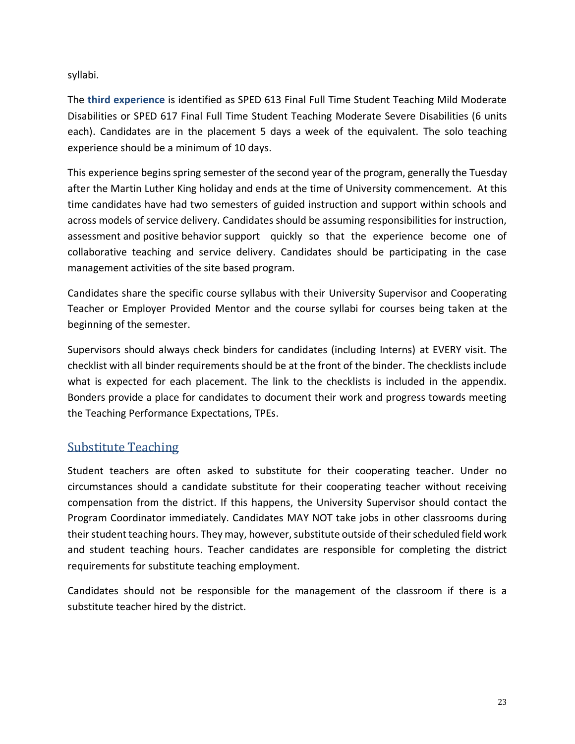syllabi.

The **third experience** is identified as SPED 613 Final Full Time Student Teaching Mild Moderate Disabilities or SPED 617 Final Full Time Student Teaching Moderate Severe Disabilities (6 units each). Candidates are in the placement 5 days a week of the equivalent. The solo teaching experience should be a minimum of 10 days.

This experience begins spring semester of the second year of the program, generally the Tuesday after the Martin Luther King holiday and ends at the time of University commencement. At this time candidates have had two semesters of guided instruction and support within schools and across models of service delivery. Candidates should be assuming responsibilities for instruction, assessment and positive behavior support quickly so that the experience become one of collaborative teaching and service delivery. Candidates should be participating in the case management activities of the site based program.

Candidates share the specific course syllabus with their University Supervisor and Cooperating Teacher or Employer Provided Mentor and the course syllabi for courses being taken at the beginning of the semester.

Supervisors should always check binders for candidates (including Interns) at EVERY visit. The checklist with all binder requirements should be at the front of the binder. The checklists include what is expected for each placement. The link to the checklists is included in the appendix. Bonders provide a place for candidates to document their work and progress towards meeting the Teaching Performance Expectations, TPEs.

## Substitute Teaching

Student teachers are often asked to substitute for their cooperating teacher. Under no circumstances should a candidate substitute for their cooperating teacher without receiving compensation from the district. If this happens, the University Supervisor should contact the Program Coordinator immediately. Candidates MAY NOT take jobs in other classrooms during their student teaching hours. They may, however, substitute outside of their scheduled field work and student teaching hours. Teacher candidates are responsible for completing the district requirements for substitute teaching employment.

Candidates should not be responsible for the management of the classroom if there is a substitute teacher hired by the district.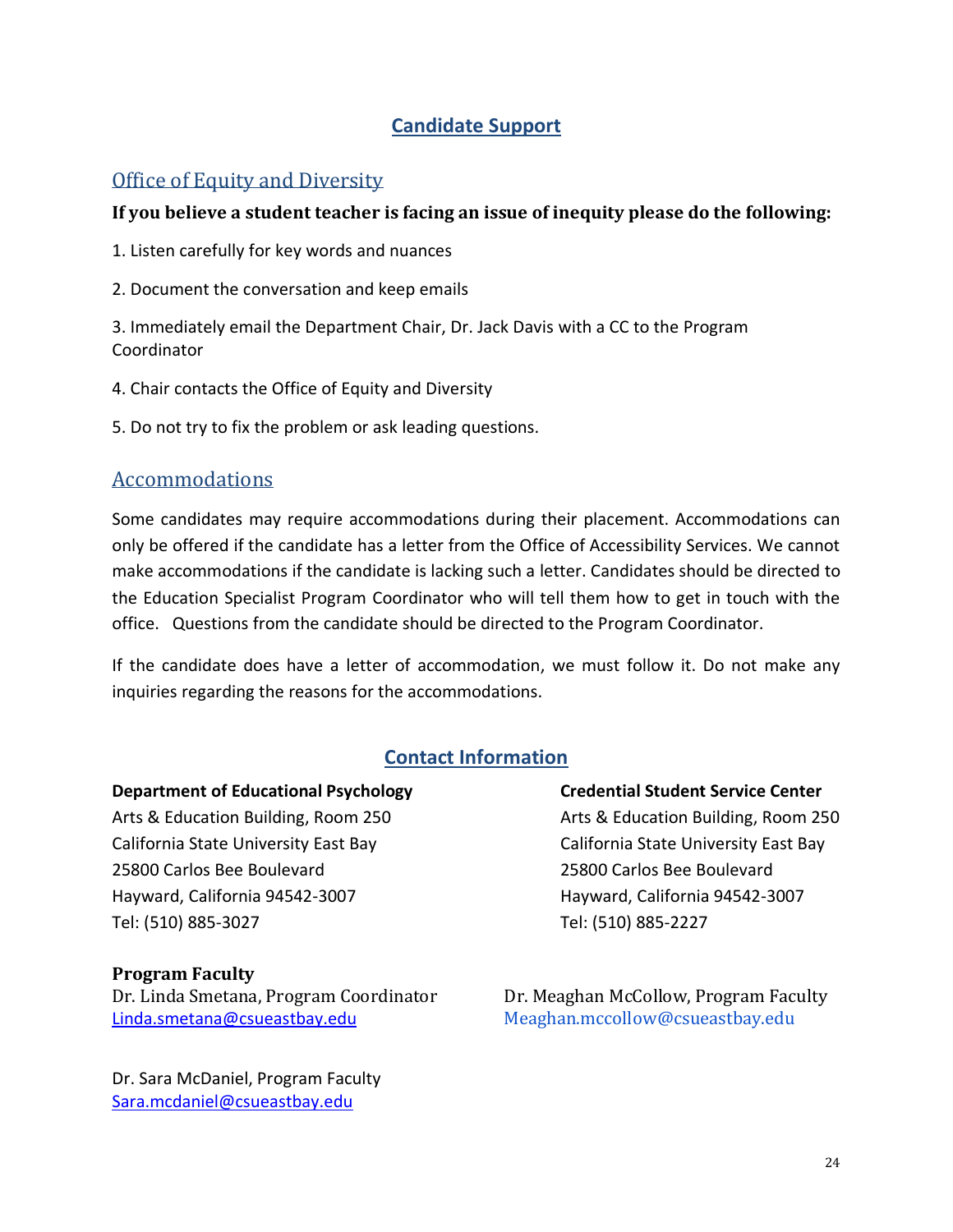## Candidate Support

### Office of Equity and Diversity

**If you believe a student teacher is facing an issue of inequity please do the following:**

1. Listen carefully for key words and nuances

2. Document the conversation and keep emails

3. Immediately email the Department Chair, Dr. Jack Davis with a CC to the Program Coordinator

4. Chair contacts the Office of Equity and Diversity

5. Do not try to fix the problem or ask leading questions.

### Accommodations

Some candidates may require accommodations during their placement. Accommodations can only be offered if the candidate has a letter from the Office of Accessibility Services. We cannot make accommodations if the candidate is lacking such a letter. Candidates should be directed to the Education Specialist Program Coordinator who will tell them how to get in touch with the office. Questions from the candidate should be directed to the Program Coordinator.

If the candidate does have a letter of accommodation, we must follow it. Do not make any inquiries regarding the reasons for the accommodations.

## Contact Information

**Department of Educational Psychology**
Arts & Education Building, Room 250
California State University East Bay
25800 Carlos Bee Boulevard
Hayward, California 94542-3007
Tel: (510) 885-3027

**Credential Student Service Center**
Arts & Education Building, Room 250
California State University East Bay
25800 Carlos Bee Boulevard
Hayward, California 94542-3007
Tel: (510) 885-2227

**Program Faculty**

Dr. Linda Smetana, Program Coordinator
Linda.smetana@csueastbay.edu

Dr. Meaghan McCollow, Program Faculty
Meaghan.mccollow@csueastbay.edu

Dr. Sara McDaniel, Program Faculty
Sara.mcdaniel@csueastbay.edu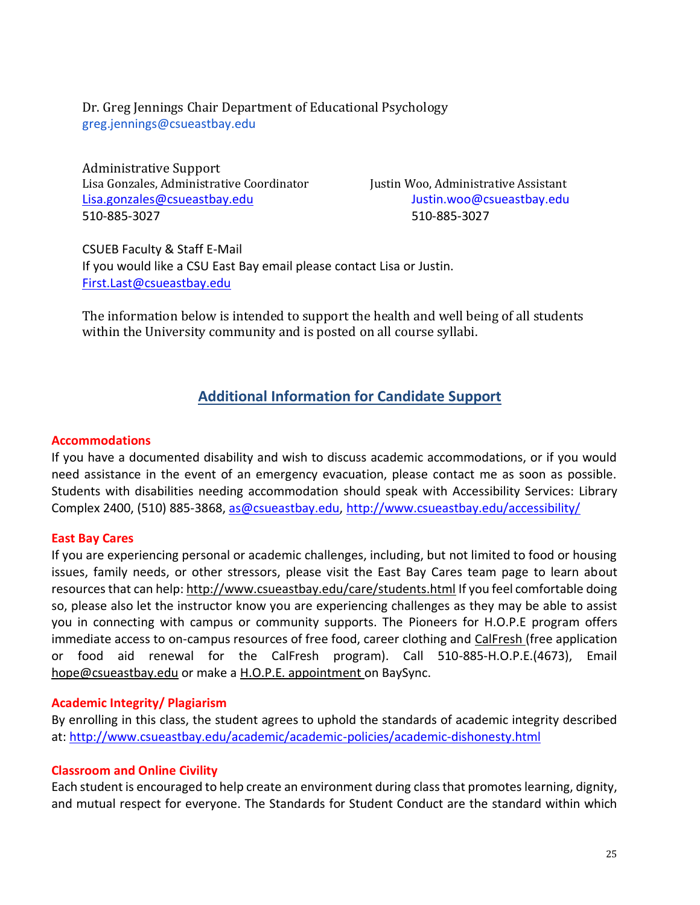Dr. Greg Jennings Chair Department of Educational Psychology
greg.jennings@csueastbay.edu

Administrative Support

Lisa Gonzales, Administrative Coordinator
Lisa.gonzales@csueastbay.edu
510-885-3027

Justin Woo, Administrative Assistant
Justin.woo@csueastbay.edu
510-885-3027

CSUEB Faculty & Staff E-Mail
If you would like a CSU East Bay email please contact Lisa or Justin.
First.Last@csueastbay.edu

The information below is intended to support the health and well being of all students within the University community and is posted on all course syllabi.

## Additional Information for Candidate Support

### Accommodations

If you have a documented disability and wish to discuss academic accommodations, or if you would need assistance in the event of an emergency evacuation, please contact me as soon as possible. Students with disabilities needing accommodation should speak with Accessibility Services: Library Complex 2400, (510) 885-3868, as@csueastbay.edu, http://www.csueastbay.edu/accessibility/

### East Bay Cares

If you are experiencing personal or academic challenges, including, but not limited to food or housing issues, family needs, or other stressors, please visit the East Bay Cares team page to learn about resources that can help: http://www.csueastbay.edu/care/students.html If you feel comfortable doing so, please also let the instructor know you are experiencing challenges as they may be able to assist you in connecting with campus or community supports. The Pioneers for H.O.P.E program offers immediate access to on-campus resources of free food, career clothing and CalFresh (free application or food aid renewal for the CalFresh program). Call 510-885-H.O.P.E.(4673), Email hope@csueastbay.edu or make a H.O.P.E. appointment on BaySync.

### Academic Integrity/ Plagiarism

By enrolling in this class, the student agrees to uphold the standards of academic integrity described at: http://www.csueastbay.edu/academic/academic-policies/academic-dishonesty.html

### Classroom and Online Civility

Each student is encouraged to help create an environment during class that promotes learning, dignity, and mutual respect for everyone. The Standards for Student Conduct are the standard within which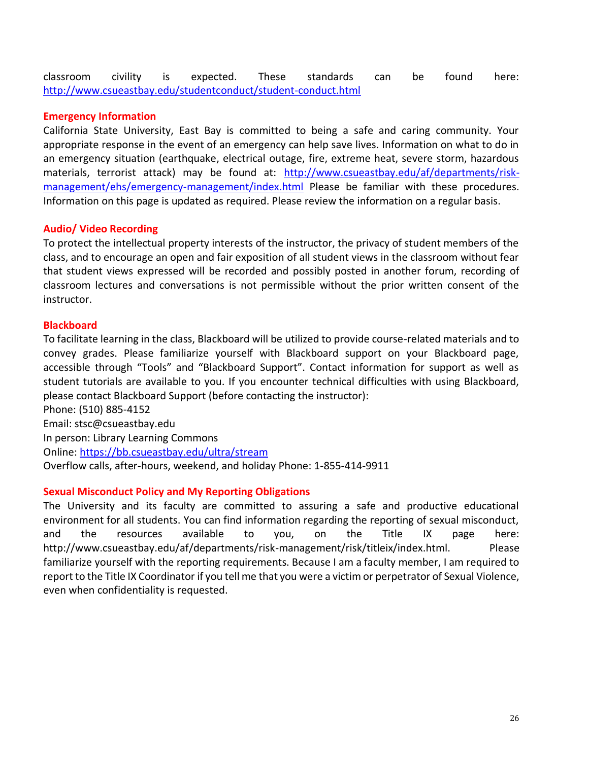classroom civility is expected. These standards can be found here: http://www.csueastbay.edu/studentconduct/student-conduct.html

**Emergency Information**

California State University, East Bay is committed to being a safe and caring community. Your appropriate response in the event of an emergency can help save lives. Information on what to do in an emergency situation (earthquake, electrical outage, fire, extreme heat, severe storm, hazardous materials, terrorist attack) may be found at: http://www.csueastbay.edu/af/departments/risk-management/ehs/emergency-management/index.html Please be familiar with these procedures. Information on this page is updated as required. Please review the information on a regular basis.

**Audio/ Video Recording**

To protect the intellectual property interests of the instructor, the privacy of student members of the class, and to encourage an open and fair exposition of all student views in the classroom without fear that student views expressed will be recorded and possibly posted in another forum, recording of classroom lectures and conversations is not permissible without the prior written consent of the instructor.

**Blackboard**

To facilitate learning in the class, Blackboard will be utilized to provide course-related materials and to convey grades. Please familiarize yourself with Blackboard support on your Blackboard page, accessible through "Tools" and "Blackboard Support". Contact information for support as well as student tutorials are available to you. If you encounter technical difficulties with using Blackboard, please contact Blackboard Support (before contacting the instructor):
Phone: (510) 885-4152
Email: stsc@csueastbay.edu
In person: Library Learning Commons
Online: https://bb.csueastbay.edu/ultra/stream
Overflow calls, after-hours, weekend, and holiday Phone: 1-855-414-9911

**Sexual Misconduct Policy and My Reporting Obligations**

The University and its faculty are committed to assuring a safe and productive educational environment for all students. You can find information regarding the reporting of sexual misconduct, and the resources available to you, on the Title IX page here: http://www.csueastbay.edu/af/departments/risk-management/risk/titleix/index.html. Please familiarize yourself with the reporting requirements. Because I am a faculty member, I am required to report to the Title IX Coordinator if you tell me that you were a victim or perpetrator of Sexual Violence, even when confidentiality is requested.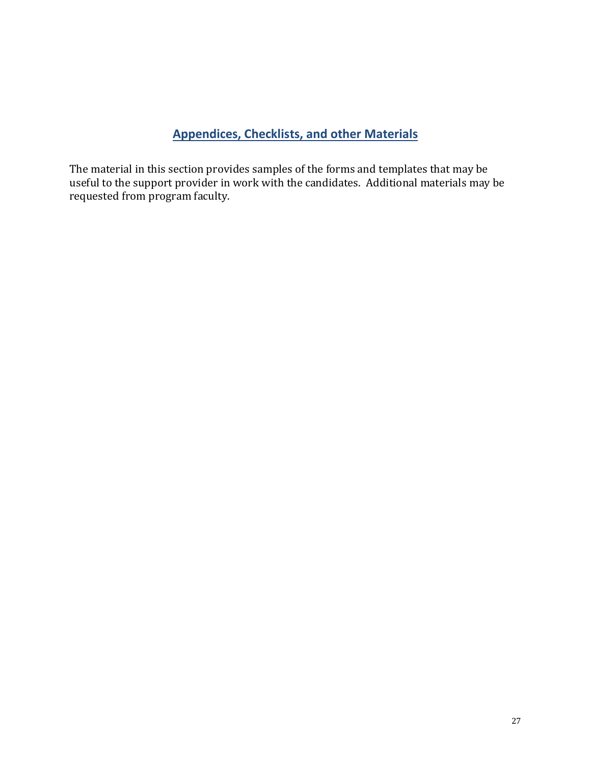## Appendices, Checklists, and other Materials

The material in this section provides samples of the forms and templates that may be useful to the support provider in work with the candidates. Additional materials may be requested from program faculty.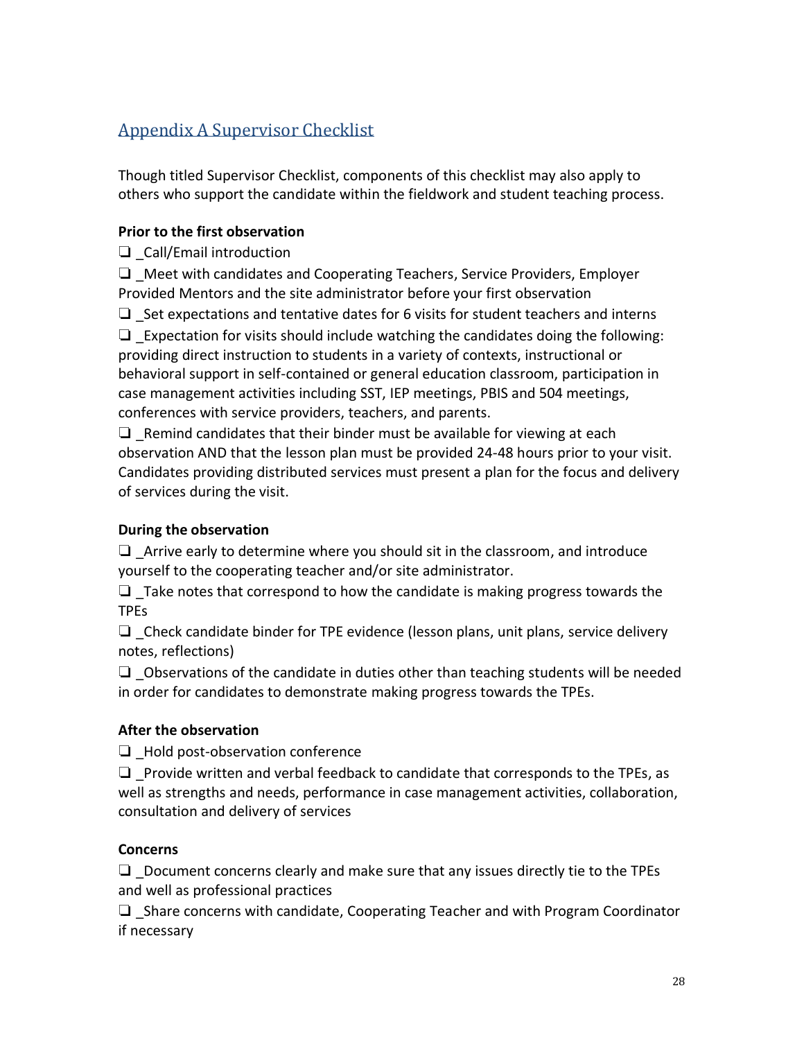## Appendix A Supervisor Checklist

Though titled Supervisor Checklist, components of this checklist may also apply to others who support the candidate within the fieldwork and student teaching process.

**Prior to the first observation**

❏ _Call/Email introduction

❏ _Meet with candidates and Cooperating Teachers, Service Providers, Employer Provided Mentors and the site administrator before your first observation

❏ _Set expectations and tentative dates for 6 visits for student teachers and interns

❏ _Expectation for visits should include watching the candidates doing the following: providing direct instruction to students in a variety of contexts, instructional or behavioral support in self-contained or general education classroom, participation in case management activities including SST, IEP meetings, PBIS and 504 meetings, conferences with service providers, teachers, and parents.

❏ _Remind candidates that their binder must be available for viewing at each observation AND that the lesson plan must be provided 24-48 hours prior to your visit. Candidates providing distributed services must present a plan for the focus and delivery of services during the visit.

**During the observation**

❏ _Arrive early to determine where you should sit in the classroom, and introduce yourself to the cooperating teacher and/or site administrator.

❏ _Take notes that correspond to how the candidate is making progress towards the TPEs

❏ _Check candidate binder for TPE evidence (lesson plans, unit plans, service delivery notes, reflections)

❏ _Observations of the candidate in duties other than teaching students will be needed in order for candidates to demonstrate making progress towards the TPEs.

**After the observation**

❏ _Hold post-observation conference

❏ _Provide written and verbal feedback to candidate that corresponds to the TPEs, as well as strengths and needs, performance in case management activities, collaboration, consultation and delivery of services

**Concerns**

❏ _Document concerns clearly and make sure that any issues directly tie to the TPEs and well as professional practices

❏ _Share concerns with candidate, Cooperating Teacher and with Program Coordinator if necessary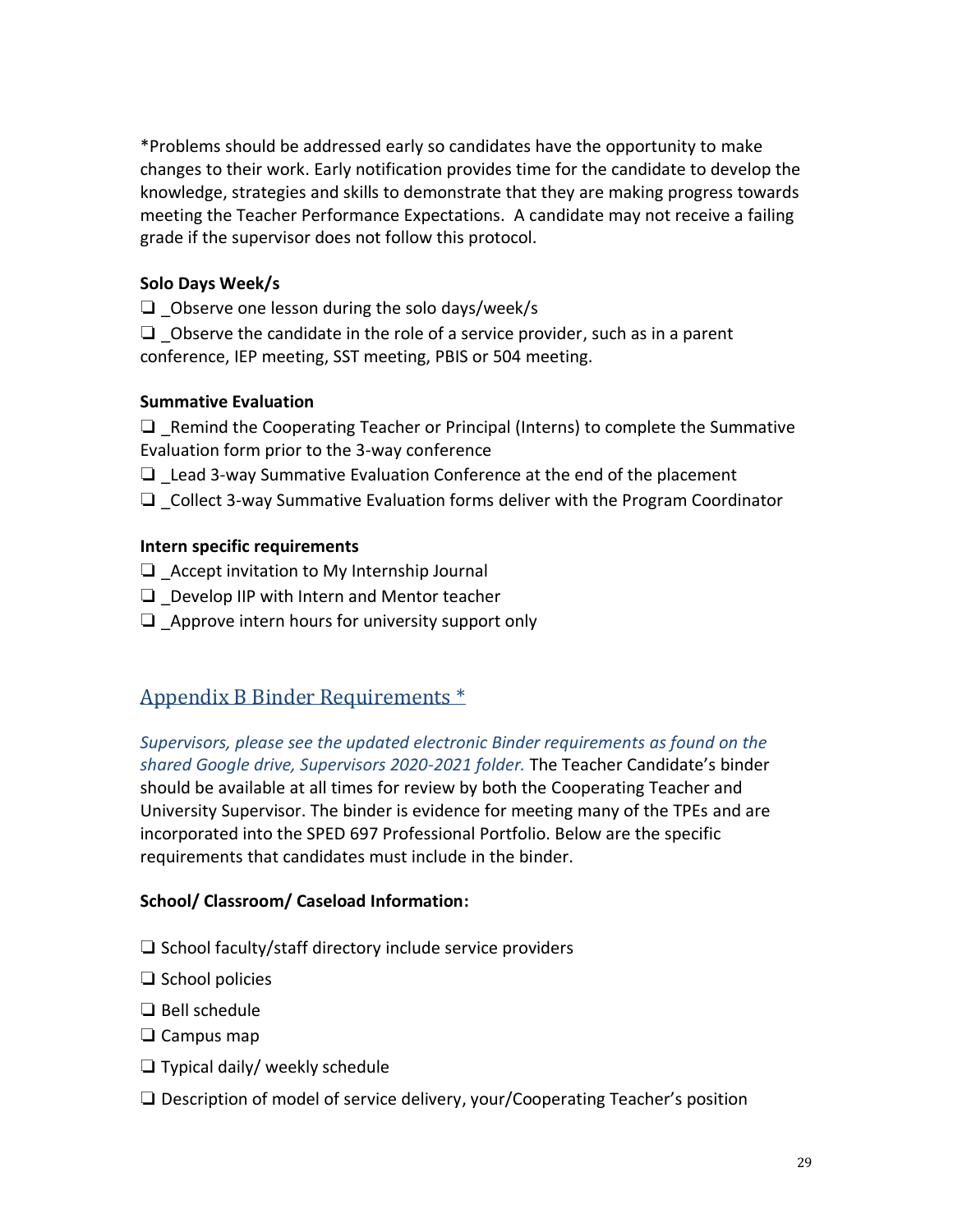*Problems should be addressed early so candidates have the opportunity to make changes to their work. Early notification provides time for the candidate to develop the knowledge, strategies and skills to demonstrate that they are making progress towards meeting the Teacher Performance Expectations. A candidate may not receive a failing grade if the supervisor does not follow this protocol.

**Solo Days Week/s**

❏ _Observe one lesson during the solo days/week/s

❏ _Observe the candidate in the role of a service provider, such as in a parent conference, IEP meeting, SST meeting, PBIS or 504 meeting.

**Summative Evaluation**

❏ _Remind the Cooperating Teacher or Principal (Interns) to complete the Summative Evaluation form prior to the 3-way conference

❏ _Lead 3-way Summative Evaluation Conference at the end of the placement

❏ _Collect 3-way Summative Evaluation forms deliver with the Program Coordinator

**Intern specific requirements**

❏ _Accept invitation to My Internship Journal

❏ _Develop IIP with Intern and Mentor teacher

❏ _Approve intern hours for university support only

## Appendix B Binder Requirements *

*Supervisors, please see the updated electronic Binder requirements as found on the shared Google drive, Supervisors 2020-2021 folder.* The Teacher Candidate's binder should be available at all times for review by both the Cooperating Teacher and University Supervisor. The binder is evidence for meeting many of the TPEs and are incorporated into the SPED 697 Professional Portfolio. Below are the specific requirements that candidates must include in the binder.

**School/ Classroom/ Caseload Information:**

❏ School faculty/staff directory include service providers

❏ School policies

❏ Bell schedule

❏ Campus map

❏ Typical daily/ weekly schedule

❏ Description of model of service delivery, your/Cooperating Teacher's position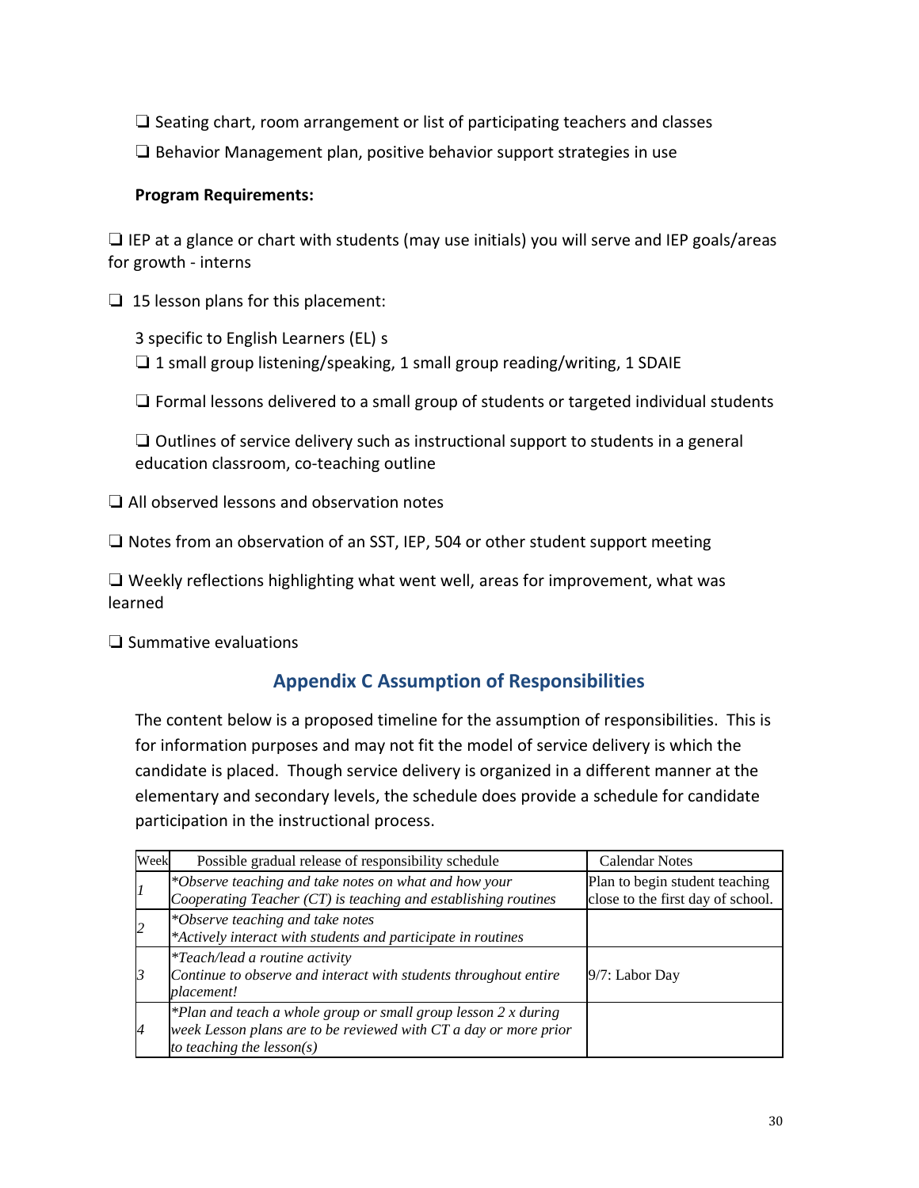❑ Seating chart, room arrangement or list of participating teachers and classes

❑ Behavior Management plan, positive behavior support strategies in use

**Program Requirements:**

❑ IEP at a glance or chart with students (may use initials) you will serve and IEP goals/areas for growth - interns

❑ 15 lesson plans for this placement:

3 specific to English Learners (EL) s

❑ 1 small group listening/speaking, 1 small group reading/writing, 1 SDAIE

❑ Formal lessons delivered to a small group of students or targeted individual students

❑ Outlines of service delivery such as instructional support to students in a general education classroom, co-teaching outline

❑ All observed lessons and observation notes

❑ Notes from an observation of an SST, IEP, 504 or other student support meeting

❑ Weekly reflections highlighting what went well, areas for improvement, what was learned

❑ Summative evaluations

## Appendix C Assumption of Responsibilities

The content below is a proposed timeline for the assumption of responsibilities. This is for information purposes and may not fit the model of service delivery is which the candidate is placed. Though service delivery is organized in a different manner at the elementary and secondary levels, the schedule does provide a schedule for candidate participation in the instructional process.

| Week | Possible gradual release of responsibility schedule | Calendar Notes |
|---|---|---|
| *1* | *\*Observe teaching and take notes on what and how your Cooperating Teacher (CT) is teaching and establishing routines* | Plan to begin student teaching close to the first day of school. |
| *2* | *\*Observe teaching and take notes*<br>*\*Actively interact with students and participate in routines* | |
| *3* | *\*Teach/lead a routine activity*<br>*Continue to observe and interact with students throughout entire placement!* | 9/7: Labor Day |
| *4* | *\*Plan and teach a whole group or small group lesson 2 x during week Lesson plans are to be reviewed with CT a day or more prior to teaching the lesson(s)* | |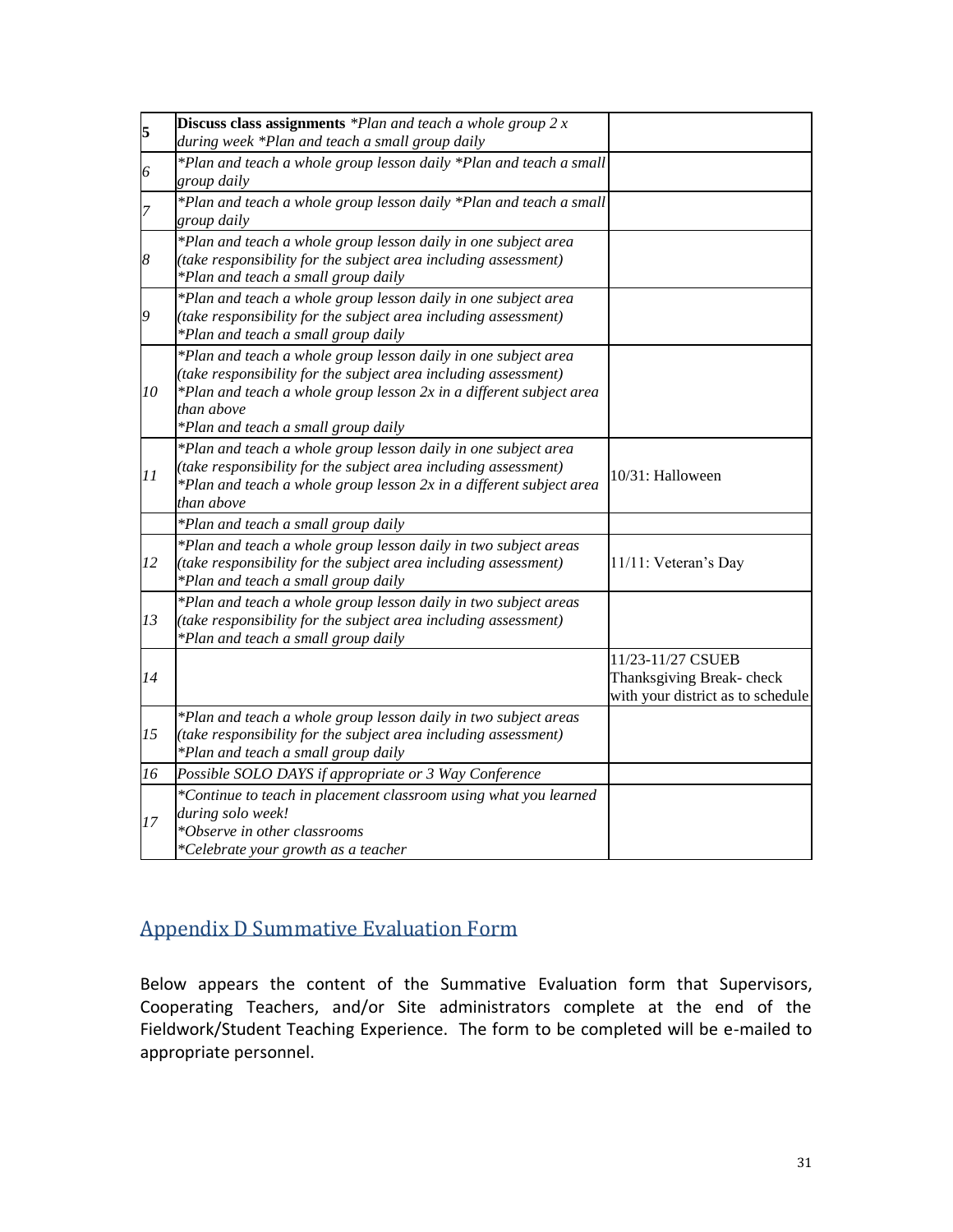| | | |
|---|---|---|
| **5** | **Discuss class assignments** *\*Plan and teach a whole group 2 x during week \*Plan and teach a small group daily* | |
| *6* | *\*Plan and teach a whole group lesson daily \*Plan and teach a small group daily* | |
| *7* | *\*Plan and teach a whole group lesson daily \*Plan and teach a small group daily* | |
| *8* | *\*Plan and teach a whole group lesson daily in one subject area (take responsibility for the subject area including assessment) \*Plan and teach a small group daily* | |
| *9* | *\*Plan and teach a whole group lesson daily in one subject area (take responsibility for the subject area including assessment) \*Plan and teach a small group daily* | |
| *10* | *\*Plan and teach a whole group lesson daily in one subject area (take responsibility for the subject area including assessment) \*Plan and teach a whole group lesson 2x in a different subject area than above \*Plan and teach a small group daily* | |
| *11* | *\*Plan and teach a whole group lesson daily in one subject area (take responsibility for the subject area including assessment) \*Plan and teach a whole group lesson 2x in a different subject area than above* | 10/31: Halloween |
| | *\*Plan and teach a small group daily* | |
| *12* | *\*Plan and teach a whole group lesson daily in two subject areas (take responsibility for the subject area including assessment) \*Plan and teach a small group daily* | 11/11: Veteran's Day |
| *13* | *\*Plan and teach a whole group lesson daily in two subject areas (take responsibility for the subject area including assessment) \*Plan and teach a small group daily* | |
| *14* | | 11/23-11/27 CSUEB Thanksgiving Break- check with your district as to schedule |
| *15* | *\*Plan and teach a whole group lesson daily in two subject areas (take responsibility for the subject area including assessment) \*Plan and teach a small group daily* | |
| *16* | *Possible SOLO DAYS if appropriate or 3 Way Conference* | |
| *17* | *\*Continue to teach in placement classroom using what you learned during solo week! \*Observe in other classrooms \*Celebrate your growth as a teacher* | |

## Appendix D Summative Evaluation Form

Below appears the content of the Summative Evaluation form that Supervisors, Cooperating Teachers, and/or Site administrators complete at the end of the Fieldwork/Student Teaching Experience. The form to be completed will be e-mailed to appropriate personnel.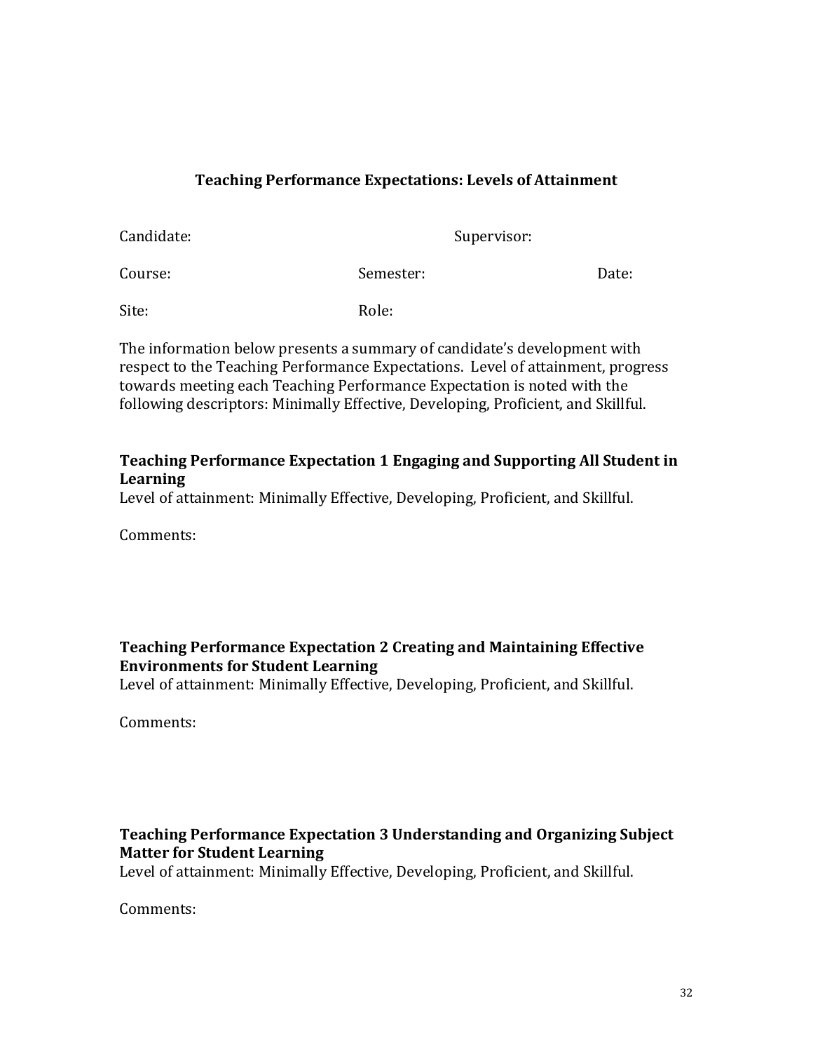## Teaching Performance Expectations: Levels of Attainment

Candidate: Supervisor:

Course: Semester: Date:

Site: Role:

The information below presents a summary of candidate's development with respect to the Teaching Performance Expectations. Level of attainment, progress towards meeting each Teaching Performance Expectation is noted with the following descriptors: Minimally Effective, Developing, Proficient, and Skillful.

### Teaching Performance Expectation 1 Engaging and Supporting All Student in Learning

Level of attainment: Minimally Effective, Developing, Proficient, and Skillful.

Comments:

### Teaching Performance Expectation 2 Creating and Maintaining Effective Environments for Student Learning

Level of attainment: Minimally Effective, Developing, Proficient, and Skillful.

Comments:

### Teaching Performance Expectation 3 Understanding and Organizing Subject Matter for Student Learning

Level of attainment: Minimally Effective, Developing, Proficient, and Skillful.

Comments: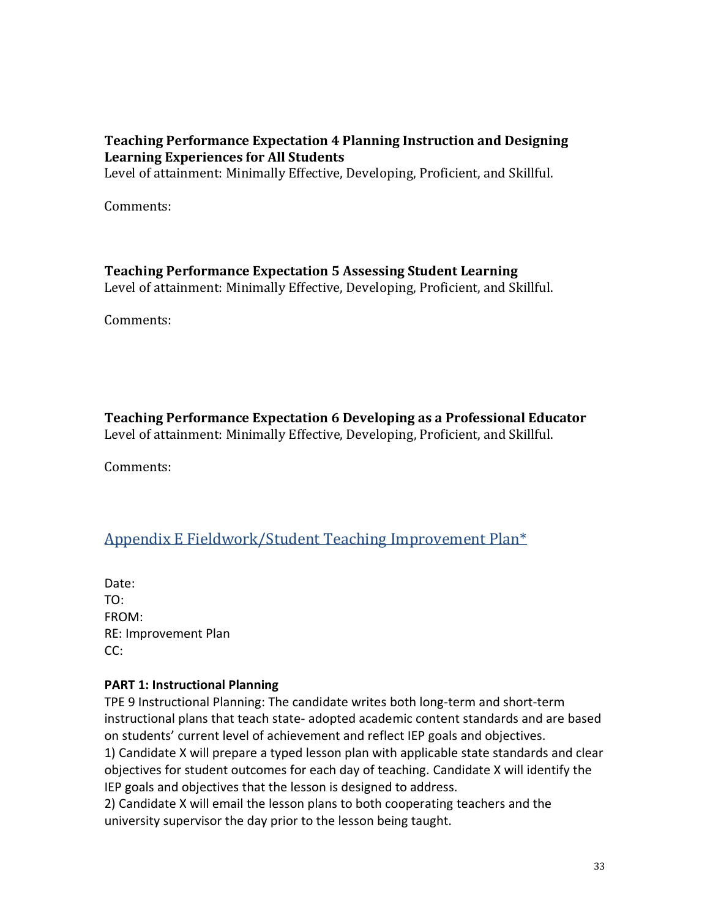### Teaching Performance Expectation 4 Planning Instruction and Designing Learning Experiences for All Students

Level of attainment: Minimally Effective, Developing, Proficient, and Skillful.

Comments:

### Teaching Performance Expectation 5 Assessing Student Learning

Level of attainment: Minimally Effective, Developing, Proficient, and Skillful.

Comments:

### Teaching Performance Expectation 6 Developing as a Professional Educator

Level of attainment: Minimally Effective, Developing, Proficient, and Skillful.

Comments:

## Appendix E Fieldwork/Student Teaching Improvement Plan*

Date:
TO:
FROM:
RE: Improvement Plan
CC:

**PART 1: Instructional Planning**

TPE 9 Instructional Planning: The candidate writes both long-term and short-term instructional plans that teach state- adopted academic content standards and are based on students' current level of achievement and reflect IEP goals and objectives.

1) Candidate X will prepare a typed lesson plan with applicable state standards and clear objectives for student outcomes for each day of teaching. Candidate X will identify the IEP goals and objectives that the lesson is designed to address.

2) Candidate X will email the lesson plans to both cooperating teachers and the university supervisor the day prior to the lesson being taught.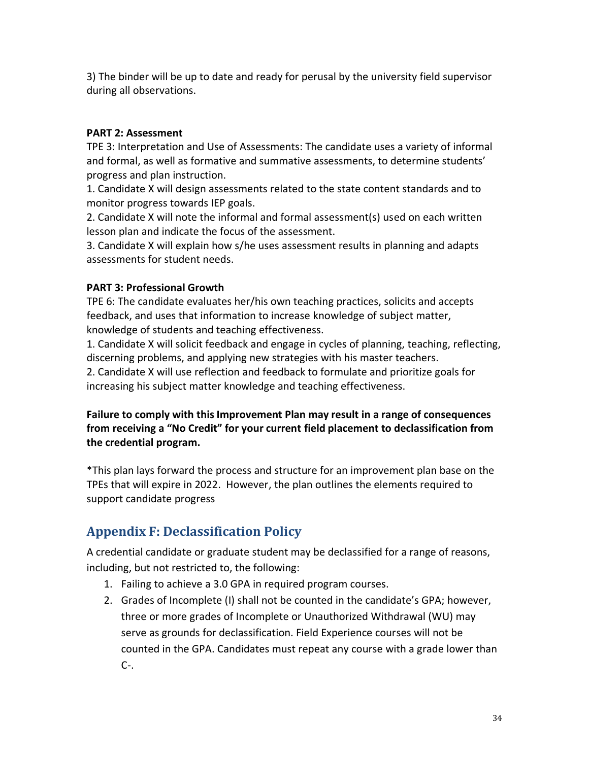3) The binder will be up to date and ready for perusal by the university field supervisor during all observations.

**PART 2: Assessment**

TPE 3: Interpretation and Use of Assessments: The candidate uses a variety of informal and formal, as well as formative and summative assessments, to determine students' progress and plan instruction.

1. Candidate X will design assessments related to the state content standards and to monitor progress towards IEP goals.
2. Candidate X will note the informal and formal assessment(s) used on each written lesson plan and indicate the focus of the assessment.
3. Candidate X will explain how s/he uses assessment results in planning and adapts assessments for student needs.

**PART 3: Professional Growth**

TPE 6: The candidate evaluates her/his own teaching practices, solicits and accepts feedback, and uses that information to increase knowledge of subject matter, knowledge of students and teaching effectiveness.

1. Candidate X will solicit feedback and engage in cycles of planning, teaching, reflecting, discerning problems, and applying new strategies with his master teachers.
2. Candidate X will use reflection and feedback to formulate and prioritize goals for increasing his subject matter knowledge and teaching effectiveness.

**Failure to comply with this Improvement Plan may result in a range of consequences from receiving a "No Credit" for your current field placement to declassification from the credential program.**

*This plan lays forward the process and structure for an improvement plan base on the TPEs that will expire in 2022. However, the plan outlines the elements required to support candidate progress

## Appendix F: Declassification Policy

A credential candidate or graduate student may be declassified for a range of reasons, including, but not restricted to, the following:

1. Failing to achieve a 3.0 GPA in required program courses.
2. Grades of Incomplete (I) shall not be counted in the candidate's GPA; however, three or more grades of Incomplete or Unauthorized Withdrawal (WU) may serve as grounds for declassification. Field Experience courses will not be counted in the GPA. Candidates must repeat any course with a grade lower than C-.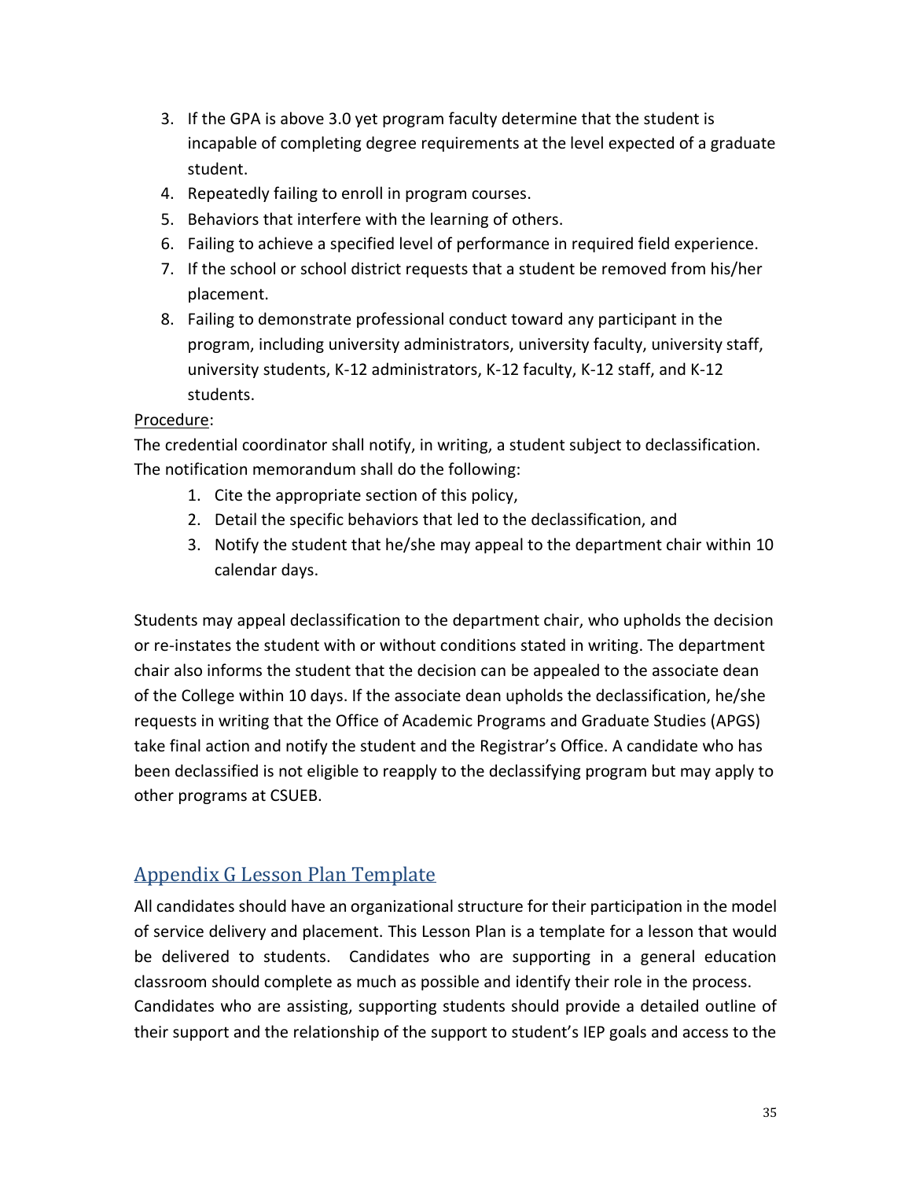3. If the GPA is above 3.0 yet program faculty determine that the student is incapable of completing degree requirements at the level expected of a graduate student.
4. Repeatedly failing to enroll in program courses.
5. Behaviors that interfere with the learning of others.
6. Failing to achieve a specified level of performance in required field experience.
7. If the school or school district requests that a student be removed from his/her placement.
8. Failing to demonstrate professional conduct toward any participant in the program, including university administrators, university faculty, university staff, university students, K-12 administrators, K-12 faculty, K-12 staff, and K-12 students.

<u>Procedure</u>:

The credential coordinator shall notify, in writing, a student subject to declassification. The notification memorandum shall do the following:

1. Cite the appropriate section of this policy,
2. Detail the specific behaviors that led to the declassification, and
3. Notify the student that he/she may appeal to the department chair within 10 calendar days.

Students may appeal declassification to the department chair, who upholds the decision or re-instates the student with or without conditions stated in writing. The department chair also informs the student that the decision can be appealed to the associate dean of the College within 10 days. If the associate dean upholds the declassification, he/she requests in writing that the Office of Academic Programs and Graduate Studies (APGS) take final action and notify the student and the Registrar's Office. A candidate who has been declassified is not eligible to reapply to the declassifying program but may apply to other programs at CSUEB.

## Appendix G Lesson Plan Template

All candidates should have an organizational structure for their participation in the model of service delivery and placement. This Lesson Plan is a template for a lesson that would be delivered to students. Candidates who are supporting in a general education classroom should complete as much as possible and identify their role in the process. Candidates who are assisting, supporting students should provide a detailed outline of their support and the relationship of the support to student's IEP goals and access to the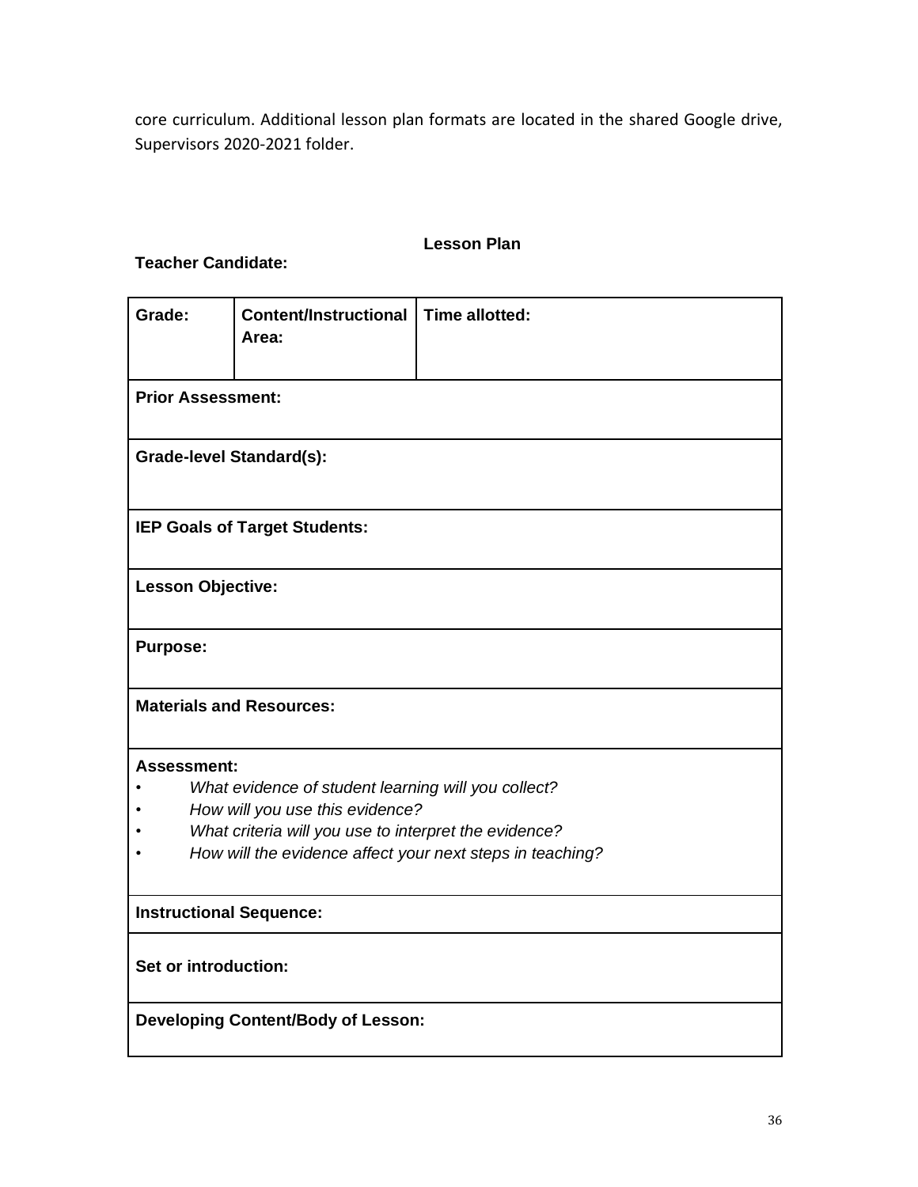core curriculum. Additional lesson plan formats are located in the shared Google drive, Supervisors 2020-2021 folder.

## Lesson Plan

**Teacher Candidate:**

| **Grade:** | **Content/Instructional Area:** | **Time allotted:** |
|---|---|---|
| **Prior Assessment:** | | |
| **Grade-level Standard(s):** | | |
| **IEP Goals of Target Students:** | | |
| **Lesson Objective:** | | |
| **Purpose:** | | |
| **Materials and Resources:** | | |
| **Assessment:**<br>• *What evidence of student learning will you collect?*<br>• *How will you use this evidence?*<br>• *What criteria will you use to interpret the evidence?*<br>• *How will the evidence affect your next steps in teaching?* | | |
| **Instructional Sequence:** | | |
| **Set or introduction:** | | |
| **Developing Content/Body of Lesson:** | | |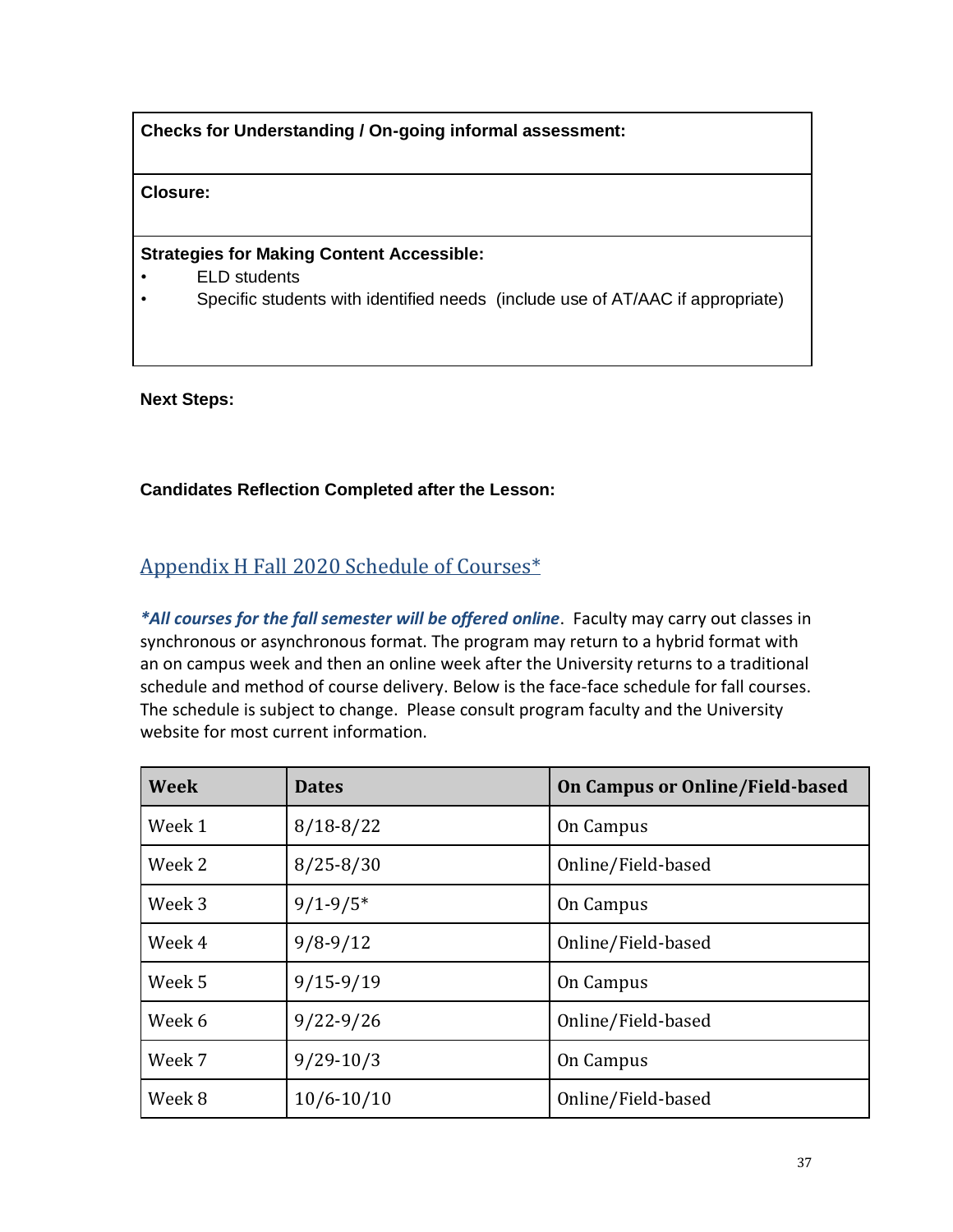**Checks for Understanding / On-going informal assessment:**

**Closure:**

**Strategies for Making Content Accessible:**

- ELD students
- Specific students with identified needs (include use of AT/AAC if appropriate)

**Next Steps:**

**Candidates Reflection Completed after the Lesson:**

## Appendix H Fall 2020 Schedule of Courses*

***All courses for the fall semester will be offered online**. Faculty may carry out classes in synchronous or asynchronous format. The program may return to a hybrid format with an on campus week and then an online week after the University returns to a traditional schedule and method of course delivery. Below is the face-face schedule for fall courses. The schedule is subject to change. Please consult program faculty and the University website for most current information.

| Week | Dates | On Campus or Online/Field-based |
|---|---|---|
| Week 1 | 8/18-8/22 | On Campus |
| Week 2 | 8/25-8/30 | Online/Field-based |
| Week 3 | 9/1-9/5* | On Campus |
| Week 4 | 9/8-9/12 | Online/Field-based |
| Week 5 | 9/15-9/19 | On Campus |
| Week 6 | 9/22-9/26 | Online/Field-based |
| Week 7 | 9/29-10/3 | On Campus |
| Week 8 | 10/6-10/10 | Online/Field-based |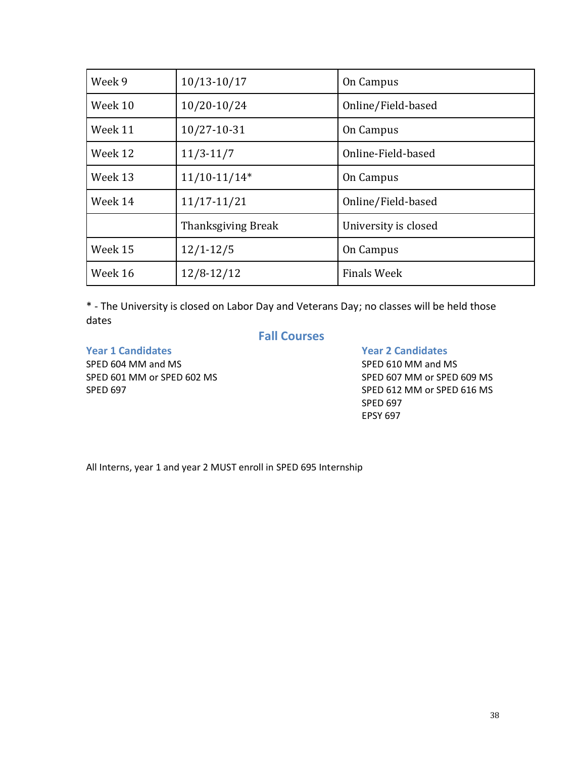| Week 9 | 10/13-10/17 | On Campus |
|---|---|---|
| Week 10 | 10/20-10/24 | Online/Field-based |
| Week 11 | 10/27-10-31 | On Campus |
| Week 12 | 11/3-11/7 | Online-Field-based |
| Week 13 | 11/10-11/14* | On Campus |
| Week 14 | 11/17-11/21 | Online/Field-based |
| | Thanksgiving Break | University is closed |
| Week 15 | 12/1-12/5 | On Campus |
| Week 16 | 12/8-12/12 | Finals Week |

* - The University is closed on Labor Day and Veterans Day; no classes will be held those dates

## Fall Courses

### Year 1 Candidates

SPED 604 MM and MS
SPED 601 MM or SPED 602 MS
SPED 697

### Year 2 Candidates

SPED 610 MM and MS
SPED 607 MM or SPED 609 MS
SPED 612 MM or SPED 616 MS
SPED 697
EPSY 697

All Interns, year 1 and year 2 MUST enroll in SPED 695 Internship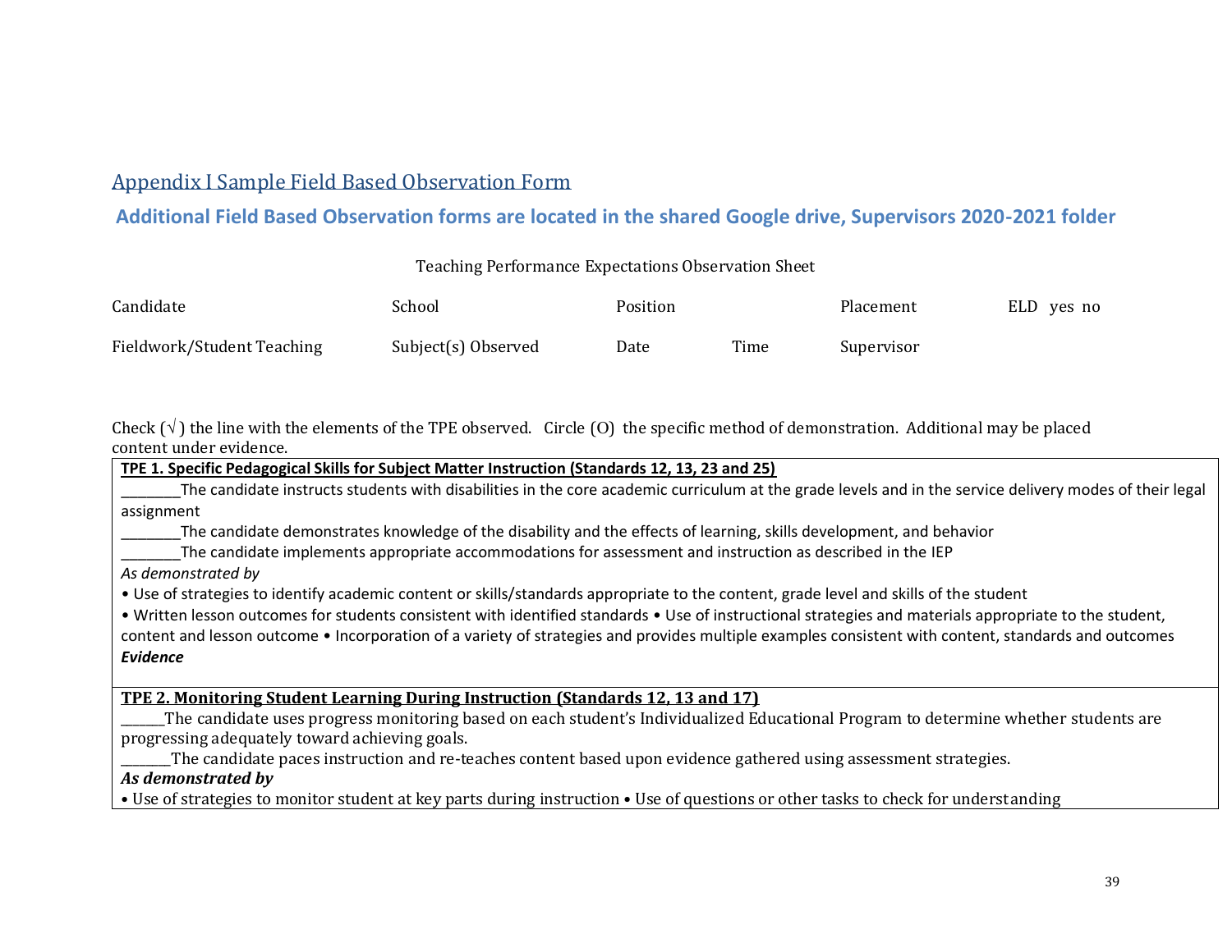## Appendix I Sample Field Based Observation Form

### Additional Field Based Observation forms are located in the shared Google drive, Supervisors 2020-2021 folder

Teaching Performance Expectations Observation Sheet

| Candidate | School | Position | | Placement | ELD yes no |
|---|---|---|---|---|---|
| Fieldwork/Student Teaching | Subject(s) Observed | Date | Time | Supervisor | |

Check (√) the line with the elements of the TPE observed. Circle (O) the specific method of demonstration. Additional may be placed content under evidence.

**TPE 1. Specific Pedagogical Skills for Subject Matter Instruction (Standards 12, 13, 23 and 25)**

________The candidate instructs students with disabilities in the core academic curriculum at the grade levels and in the service delivery modes of their legal assignment

________The candidate demonstrates knowledge of the disability and the effects of learning, skills development, and behavior

________The candidate implements appropriate accommodations for assessment and instruction as described in the IEP

*As demonstrated by*

• Use of strategies to identify academic content or skills/standards appropriate to the content, grade level and skills of the student

• Written lesson outcomes for students consistent with identified standards • Use of instructional strategies and materials appropriate to the student, content and lesson outcome • Incorporation of a variety of strategies and provides multiple examples consistent with content, standards and outcomes

***Evidence***

**TPE 2. Monitoring Student Learning During Instruction (Standards 12, 13 and 17)**

______The candidate uses progress monitoring based on each student's Individualized Educational Program to determine whether students are progressing adequately toward achieving goals.

_______The candidate paces instruction and re-teaches content based upon evidence gathered using assessment strategies.

***As demonstrated by***

• Use of strategies to monitor student at key parts during instruction • Use of questions or other tasks to check for understanding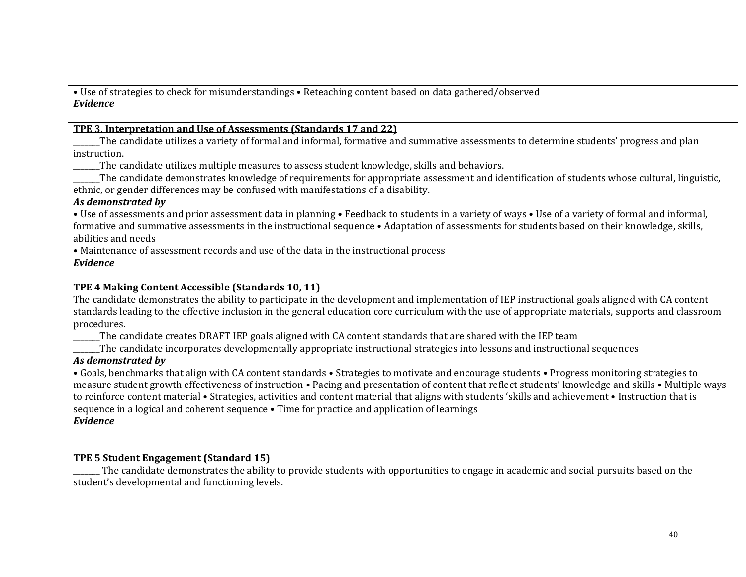• Use of strategies to check for misunderstandings • Reteaching content based on data gathered/observed

***Evidence***

**TPE 3. Interpretation and Use of Assessments (Standards 17 and 22)**

_______The candidate utilizes a variety of formal and informal, formative and summative assessments to determine students' progress and plan instruction.

_______The candidate utilizes multiple measures to assess student knowledge, skills and behaviors.

_______The candidate demonstrates knowledge of requirements for appropriate assessment and identification of students whose cultural, linguistic, ethnic, or gender differences may be confused with manifestations of a disability.

***As demonstrated by***

• Use of assessments and prior assessment data in planning • Feedback to students in a variety of ways • Use of a variety of formal and informal, formative and summative assessments in the instructional sequence • Adaptation of assessments for students based on their knowledge, skills, abilities and needs

• Maintenance of assessment records and use of the data in the instructional process

***Evidence***

**TPE 4 Making Content Accessible (Standards 10, 11)**

The candidate demonstrates the ability to participate in the development and implementation of IEP instructional goals aligned with CA content standards leading to the effective inclusion in the general education core curriculum with the use of appropriate materials, supports and classroom procedures.

_______The candidate creates DRAFT IEP goals aligned with CA content standards that are shared with the IEP team

_______The candidate incorporates developmentally appropriate instructional strategies into lessons and instructional sequences

***As demonstrated by***

• Goals, benchmarks that align with CA content standards • Strategies to motivate and encourage students • Progress monitoring strategies to measure student growth effectiveness of instruction • Pacing and presentation of content that reflect students' knowledge and skills • Multiple ways to reinforce content material • Strategies, activities and content material that aligns with students 'skills and achievement • Instruction that is sequence in a logical and coherent sequence • Time for practice and application of learnings

***Evidence***

**TPE 5 Student Engagement (Standard 15)**

_______ The candidate demonstrates the ability to provide students with opportunities to engage in academic and social pursuits based on the student's developmental and functioning levels.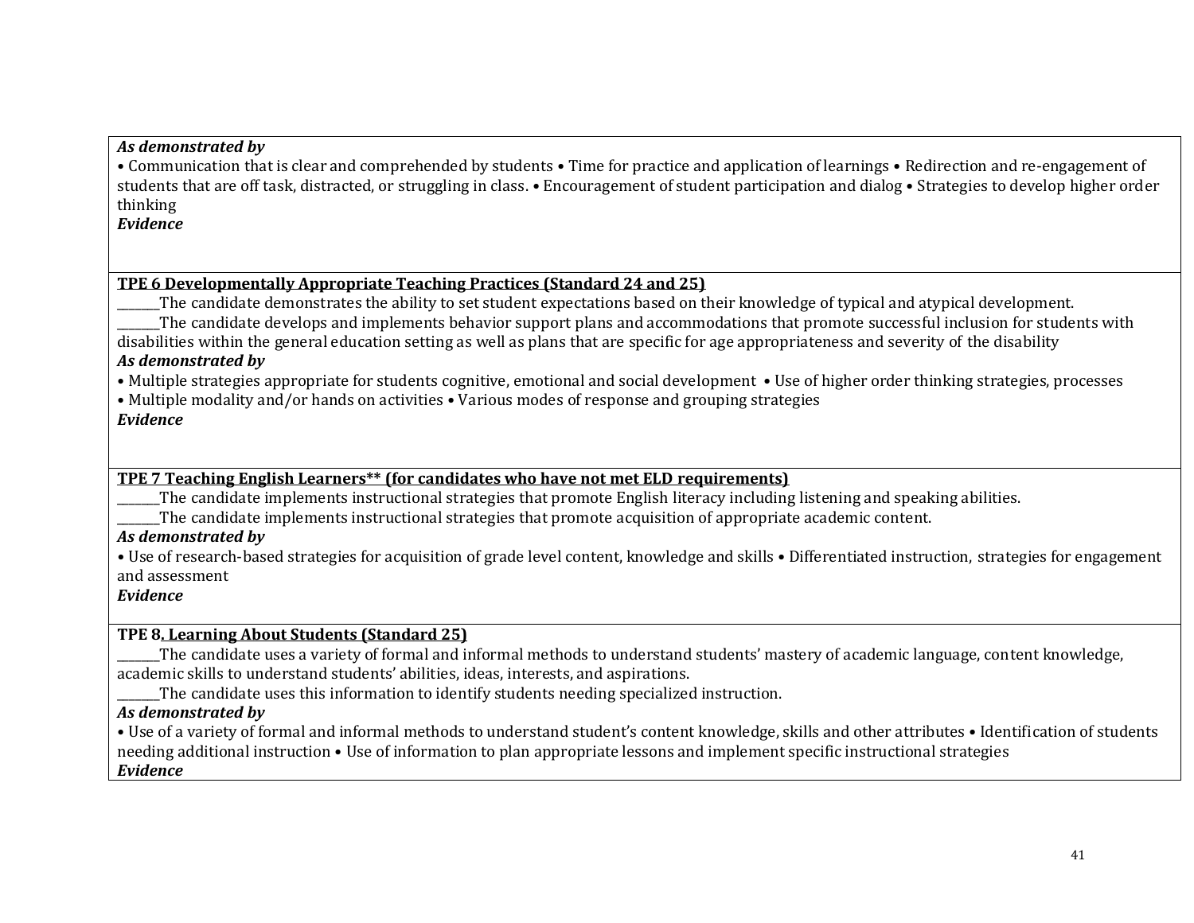***As demonstrated by***

• Communication that is clear and comprehended by students • Time for practice and application of learnings • Redirection and re-engagement of students that are off task, distracted, or struggling in class. • Encouragement of student participation and dialog • Strategies to develop higher order thinking

***Evidence***

**TPE 6 Developmentally Appropriate Teaching Practices (Standard 24 and 25)**

_______The candidate demonstrates the ability to set student expectations based on their knowledge of typical and atypical development.

_______The candidate develops and implements behavior support plans and accommodations that promote successful inclusion for students with disabilities within the general education setting as well as plans that are specific for age appropriateness and severity of the disability

***As demonstrated by***

• Multiple strategies appropriate for students cognitive, emotional and social development • Use of higher order thinking strategies, processes
• Multiple modality and/or hands on activities • Various modes of response and grouping strategies

***Evidence***

**TPE 7 Teaching English Learners** (for candidates who have not met ELD requirements)**

_______The candidate implements instructional strategies that promote English literacy including listening and speaking abilities.

_______The candidate implements instructional strategies that promote acquisition of appropriate academic content.

***As demonstrated by***

• Use of research-based strategies for acquisition of grade level content, knowledge and skills • Differentiated instruction, strategies for engagement and assessment

***Evidence***

**TPE 8. Learning About Students (Standard 25)**

_______The candidate uses a variety of formal and informal methods to understand students' mastery of academic language, content knowledge, academic skills to understand students' abilities, ideas, interests, and aspirations.

_______The candidate uses this information to identify students needing specialized instruction.

***As demonstrated by***

• Use of a variety of formal and informal methods to understand student's content knowledge, skills and other attributes • Identification of students needing additional instruction • Use of information to plan appropriate lessons and implement specific instructional strategies

***Evidence***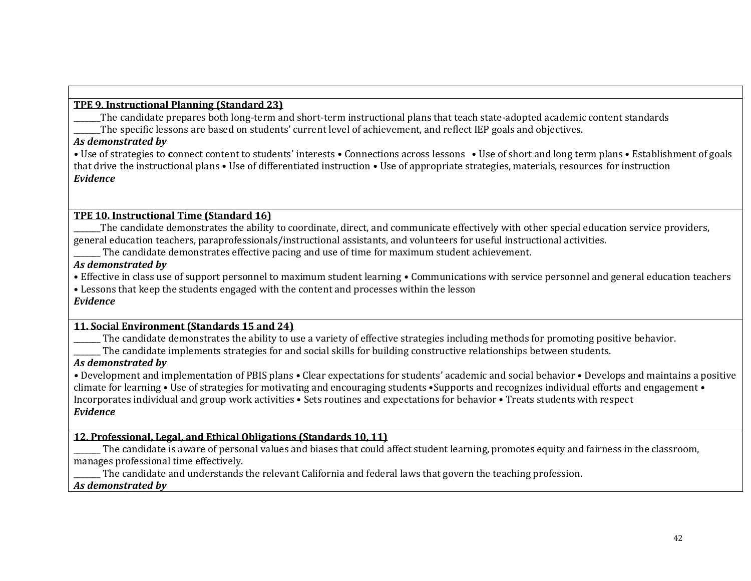**TPE 9. Instructional Planning (Standard 23)**

_______The candidate prepares both long-term and short-term instructional plans that teach state-adopted academic content standards

_______The specific lessons are based on students' current level of achievement, and reflect IEP goals and objectives.

***As demonstrated by***

• Use of strategies to **c**onnect content to students' interests • Connections across lessons • Use of short and long term plans • Establishment of goals that drive the instructional plans • Use of differentiated instruction • Use of appropriate strategies, materials, resources for instruction

***Evidence***

**TPE 10. Instructional Time (Standard 16)**

_______The candidate demonstrates the ability to coordinate, direct, and communicate effectively with other special education service providers, general education teachers, paraprofessionals/instructional assistants, and volunteers for useful instructional activities.

_______ The candidate demonstrates effective pacing and use of time for maximum student achievement.

***As demonstrated by***

• Effective in class use of support personnel to maximum student learning • Communications with service personnel and general education teachers • Lessons that keep the students engaged with the content and processes within the lesson

***Evidence***

**11. Social Environment (Standards 15 and 24)**

_______ The candidate demonstrates the ability to use a variety of effective strategies including methods for promoting positive behavior.

_______ The candidate implements strategies for and social skills for building constructive relationships between students.

***As demonstrated by***

• Development and implementation of PBIS plans • Clear expectations for students' academic and social behavior • Develops and maintains a positive climate for learning • Use of strategies for motivating and encouraging students •Supports and recognizes individual efforts and engagement • Incorporates individual and group work activities • Sets routines and expectations for behavior • Treats students with respect

***Evidence***

**12. Professional, Legal, and Ethical Obligations (Standards 10, 11)**

_______ The candidate is aware of personal values and biases that could affect student learning, promotes equity and fairness in the classroom, manages professional time effectively.

_______ The candidate and understands the relevant California and federal laws that govern the teaching profession.

***As demonstrated by***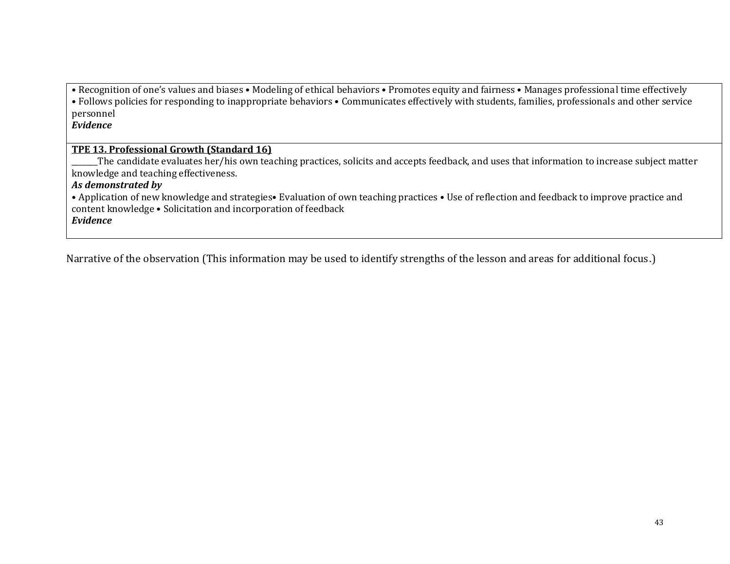| |
|---|
| • Recognition of one's values and biases • Modeling of ethical behaviors • Promotes equity and fairness • Manages professional time effectively • Follows policies for responding to inappropriate behaviors • Communicates effectively with students, families, professionals and other service personnel<br>***Evidence*** |
| **TPE 13. Professional Growth (Standard 16)**<br>_______The candidate evaluates her/his own teaching practices, solicits and accepts feedback, and uses that information to increase subject matter knowledge and teaching effectiveness.<br>***As demonstrated by***<br>• Application of new knowledge and strategies• Evaluation of own teaching practices • Use of reflection and feedback to improve practice and content knowledge • Solicitation and incorporation of feedback<br>***Evidence*** |

Narrative of the observation (This information may be used to identify strengths of the lesson and areas for additional focus.)